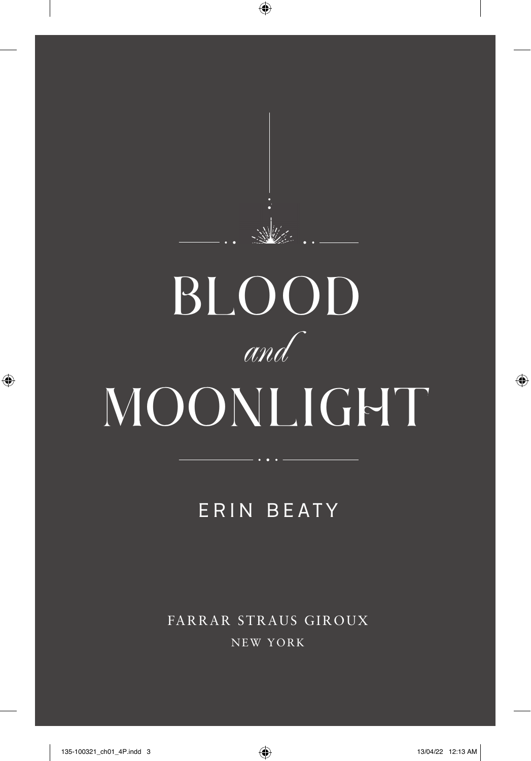# BLOOD *and* MOONLIGHT

ERIN BEATY

FARRAR STRAUS GIROUX

NEW YORK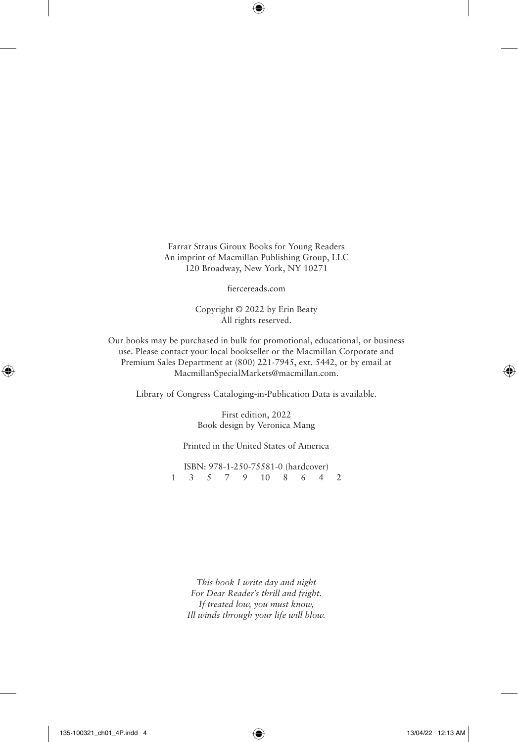Farrar Straus Giroux Books for Young Readers
An imprint of Macmillan Publishing Group, LLC
120 Broadway, New York, NY 10271

fiercereads.com

Copyright © 2022 by Erin Beaty
All rights reserved.

Our books may be purchased in bulk for promotional, educational, or business use. Please contact your local bookseller or the Macmillan Corporate and Premium Sales Department at (800) 221-7945, ext. 5442, or by email at MacmillanSpecialMarkets@macmillan.com.

Library of Congress Cataloging-in-Publication Data is available.

First edition, 2022
Book design by Veronica Mang

Printed in the United States of America

ISBN: 978-1-250-75581-0 (hardcover)
1 3 5 7 9 10 8 6 4 2

*This book I write day and night*
*For Dear Reader's thrill and fright.*
*If treated low, you must know,*
*Ill winds through your life will blow.*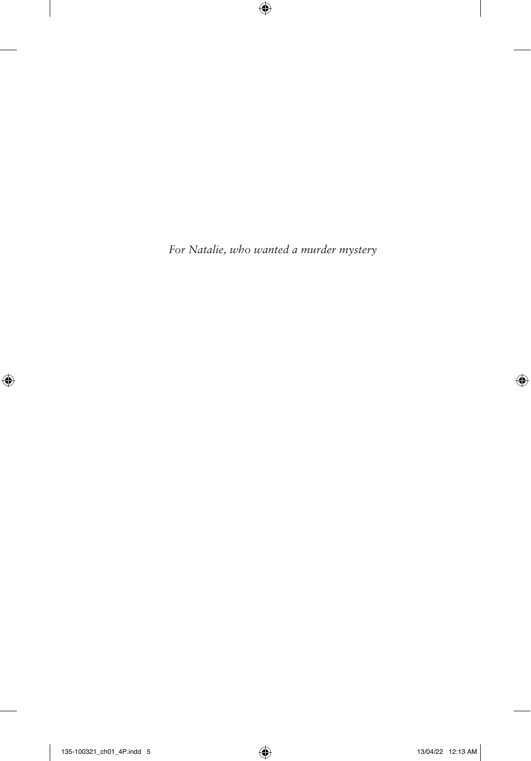*For Natalie, who wanted a murder mystery*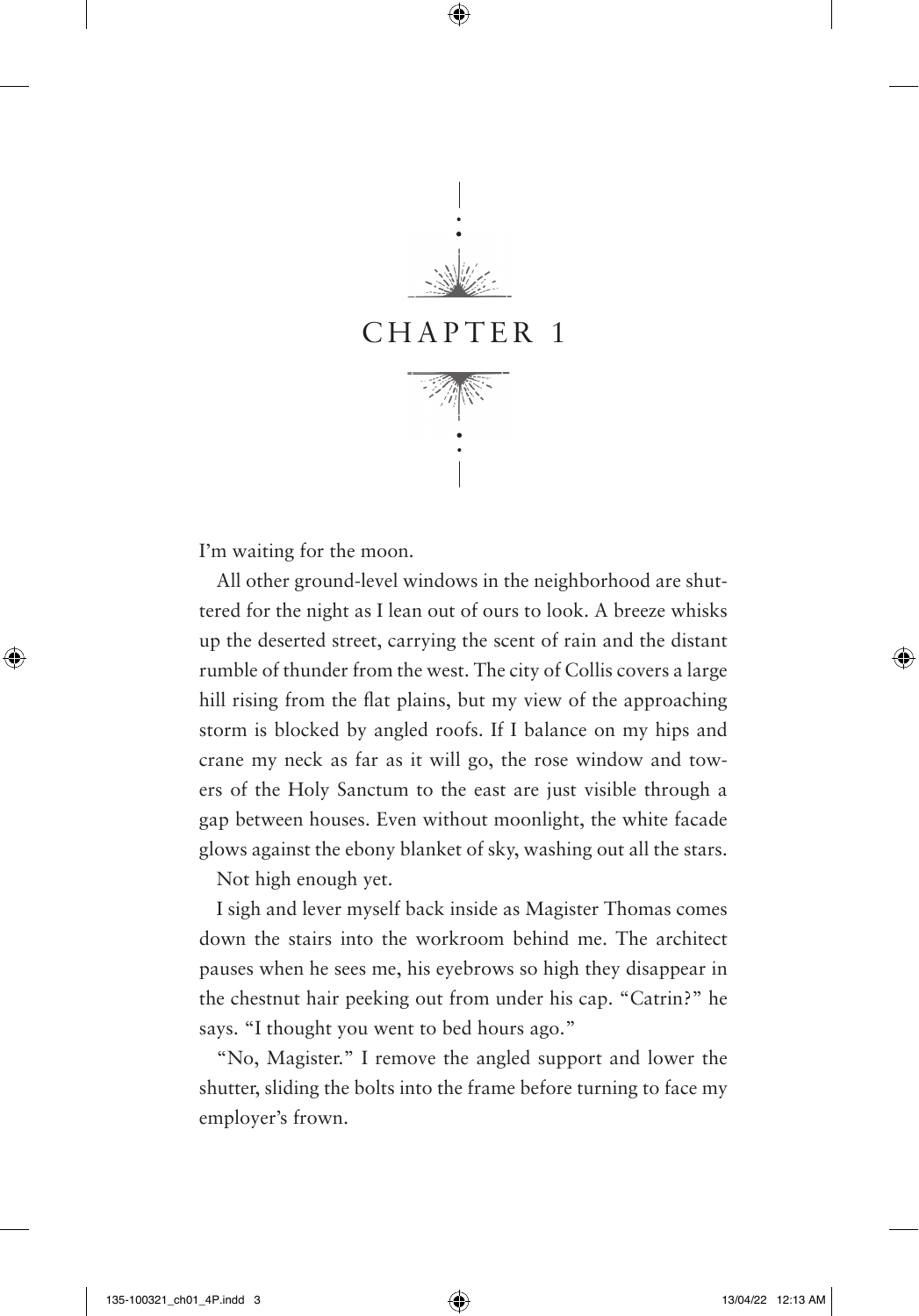# CHAPTER 1

I'm waiting for the moon.

All other ground-level windows in the neighborhood are shuttered for the night as I lean out of ours to look. A breeze whisks up the deserted street, carrying the scent of rain and the distant rumble of thunder from the west. The city of Collis covers a large hill rising from the flat plains, but my view of the approaching storm is blocked by angled roofs. If I balance on my hips and crane my neck as far as it will go, the rose window and towers of the Holy Sanctum to the east are just visible through a gap between houses. Even without moonlight, the white facade glows against the ebony blanket of sky, washing out all the stars.

Not high enough yet.

I sigh and lever myself back inside as Magister Thomas comes down the stairs into the workroom behind me. The architect pauses when he sees me, his eyebrows so high they disappear in the chestnut hair peeking out from under his cap. "Catrin?" he says. "I thought you went to bed hours ago."

"No, Magister." I remove the angled support and lower the shutter, sliding the bolts into the frame before turning to face my employer's frown.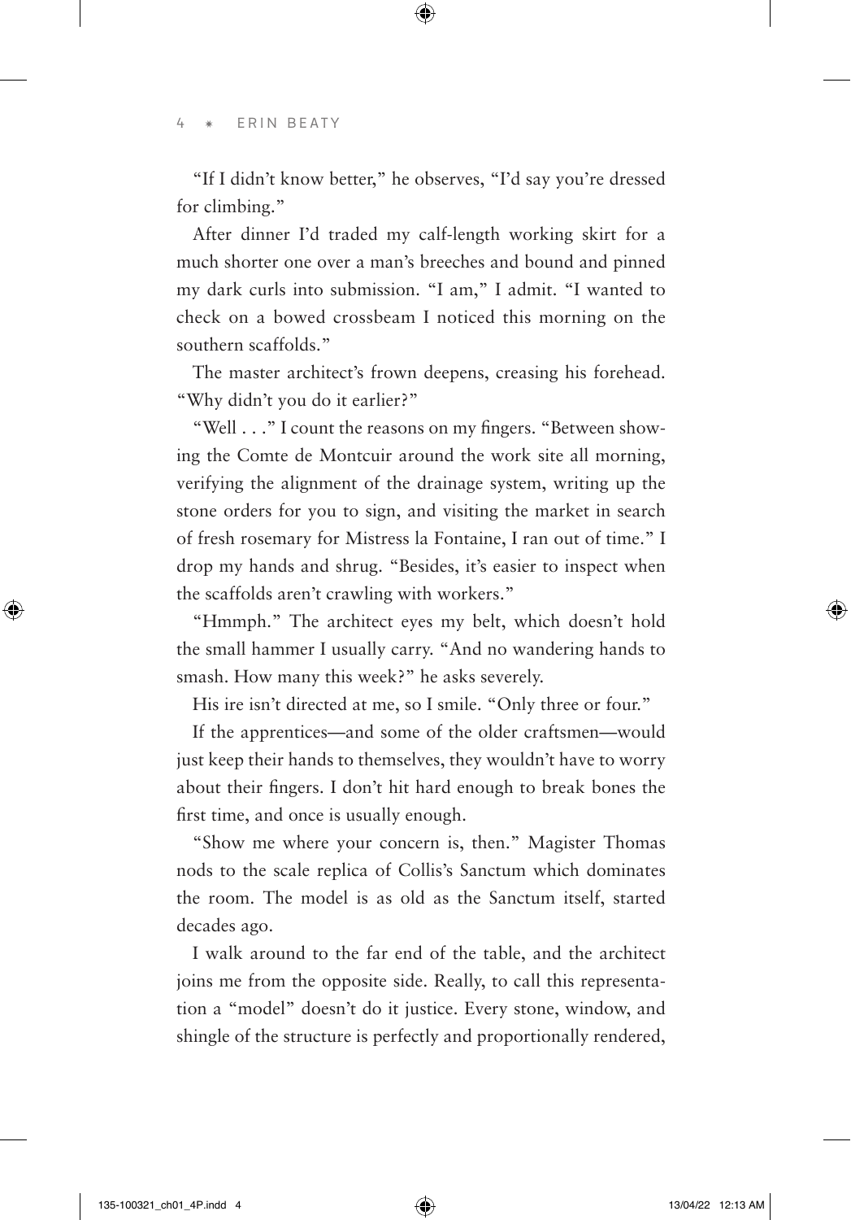"If I didn't know better," he observes, "I'd say you're dressed for climbing."

After dinner I'd traded my calf-length working skirt for a much shorter one over a man's breeches and bound and pinned my dark curls into submission. "I am," I admit. "I wanted to check on a bowed crossbeam I noticed this morning on the southern scaffolds."

The master architect's frown deepens, creasing his forehead. "Why didn't you do it earlier?"

"Well . . ." I count the reasons on my fingers. "Between showing the Comte de Montcuir around the work site all morning, verifying the alignment of the drainage system, writing up the stone orders for you to sign, and visiting the market in search of fresh rosemary for Mistress la Fontaine, I ran out of time." I drop my hands and shrug. "Besides, it's easier to inspect when the scaffolds aren't crawling with workers."

"Hmmph." The architect eyes my belt, which doesn't hold the small hammer I usually carry. "And no wandering hands to smash. How many this week?" he asks severely.

His ire isn't directed at me, so I smile. "Only three or four."

If the apprentices—and some of the older craftsmen—would just keep their hands to themselves, they wouldn't have to worry about their fingers. I don't hit hard enough to break bones the first time, and once is usually enough.

"Show me where your concern is, then." Magister Thomas nods to the scale replica of Collis's Sanctum which dominates the room. The model is as old as the Sanctum itself, started decades ago.

I walk around to the far end of the table, and the architect joins me from the opposite side. Really, to call this representation a "model" doesn't do it justice. Every stone, window, and shingle of the structure is perfectly and proportionally rendered,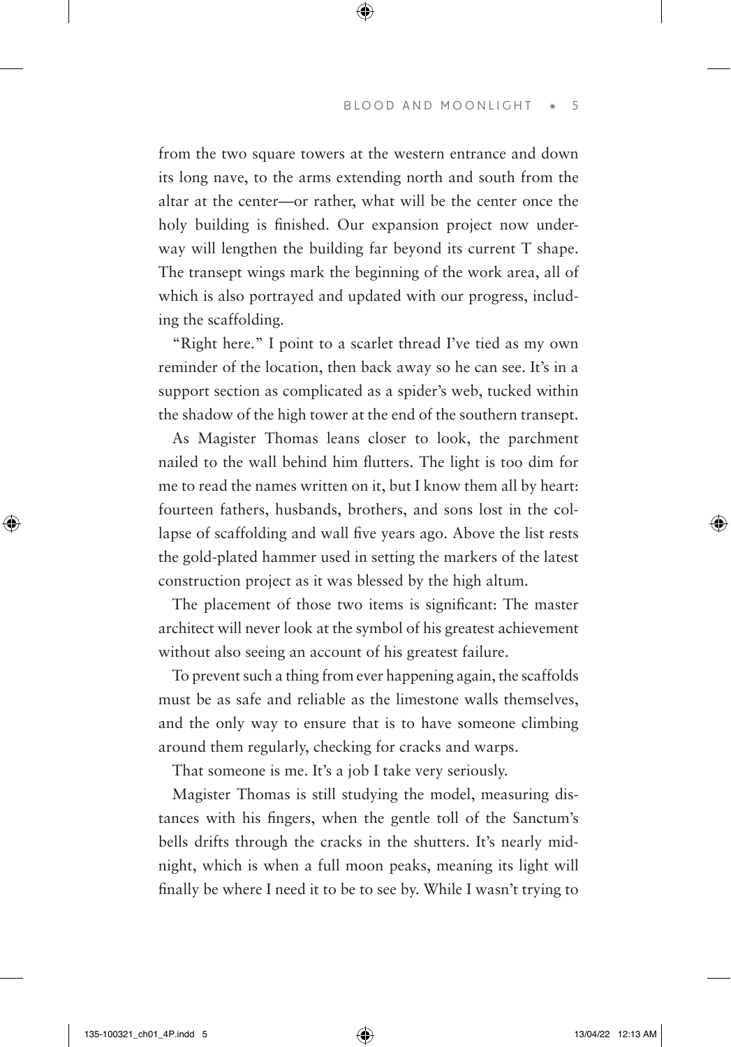from the two square towers at the western entrance and down its long nave, to the arms extending north and south from the altar at the center—or rather, what will be the center once the holy building is finished. Our expansion project now underway will lengthen the building far beyond its current T shape. The transept wings mark the beginning of the work area, all of which is also portrayed and updated with our progress, including the scaffolding.

"Right here." I point to a scarlet thread I've tied as my own reminder of the location, then back away so he can see. It's in a support section as complicated as a spider's web, tucked within the shadow of the high tower at the end of the southern transept.

As Magister Thomas leans closer to look, the parchment nailed to the wall behind him flutters. The light is too dim for me to read the names written on it, but I know them all by heart: fourteen fathers, husbands, brothers, and sons lost in the collapse of scaffolding and wall five years ago. Above the list rests the gold-plated hammer used in setting the markers of the latest construction project as it was blessed by the high altum.

The placement of those two items is significant: The master architect will never look at the symbol of his greatest achievement without also seeing an account of his greatest failure.

To prevent such a thing from ever happening again, the scaffolds must be as safe and reliable as the limestone walls themselves, and the only way to ensure that is to have someone climbing around them regularly, checking for cracks and warps.

That someone is me. It's a job I take very seriously.

Magister Thomas is still studying the model, measuring distances with his fingers, when the gentle toll of the Sanctum's bells drifts through the cracks in the shutters. It's nearly midnight, which is when a full moon peaks, meaning its light will finally be where I need it to be to see by. While I wasn't trying to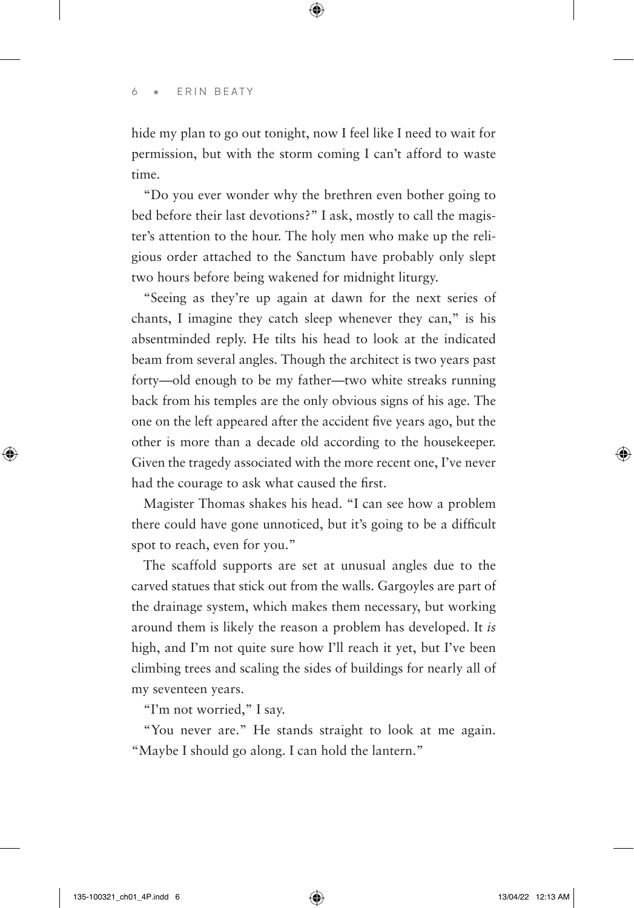hide my plan to go out tonight, now I feel like I need to wait for permission, but with the storm coming I can't afford to waste time.

"Do you ever wonder why the brethren even bother going to bed before their last devotions?" I ask, mostly to call the magister's attention to the hour. The holy men who make up the religious order attached to the Sanctum have probably only slept two hours before being wakened for midnight liturgy.

"Seeing as they're up again at dawn for the next series of chants, I imagine they catch sleep whenever they can," is his absentminded reply. He tilts his head to look at the indicated beam from several angles. Though the architect is two years past forty—old enough to be my father—two white streaks running back from his temples are the only obvious signs of his age. The one on the left appeared after the accident five years ago, but the other is more than a decade old according to the housekeeper. Given the tragedy associated with the more recent one, I've never had the courage to ask what caused the first.

Magister Thomas shakes his head. "I can see how a problem there could have gone unnoticed, but it's going to be a difficult spot to reach, even for you."

The scaffold supports are set at unusual angles due to the carved statues that stick out from the walls. Gargoyles are part of the drainage system, which makes them necessary, but working around them is likely the reason a problem has developed. It *is* high, and I'm not quite sure how I'll reach it yet, but I've been climbing trees and scaling the sides of buildings for nearly all of my seventeen years.

"I'm not worried," I say.

"You never are." He stands straight to look at me again. "Maybe I should go along. I can hold the lantern."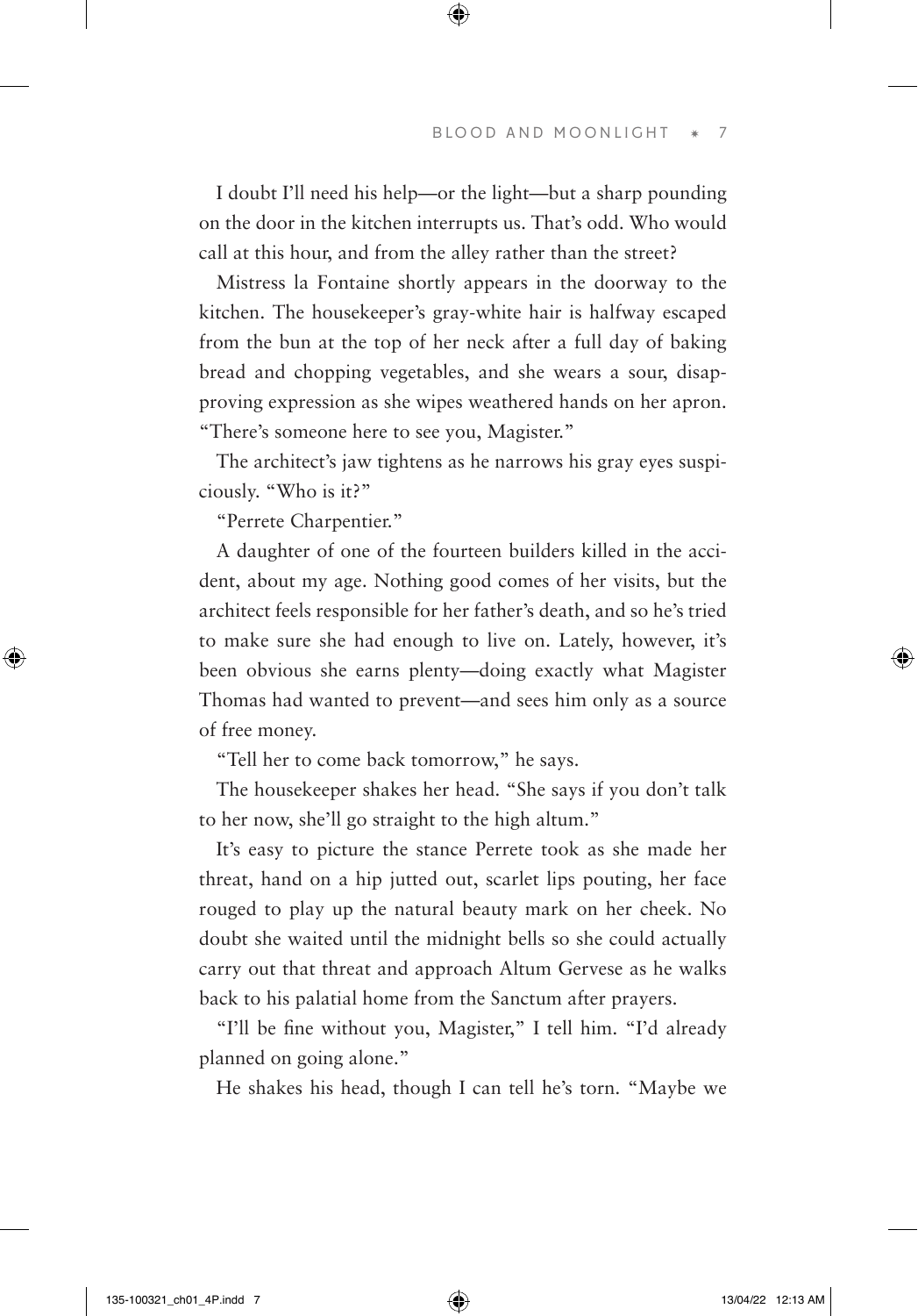I doubt I'll need his help—or the light—but a sharp pounding on the door in the kitchen interrupts us. That's odd. Who would call at this hour, and from the alley rather than the street?

Mistress la Fontaine shortly appears in the doorway to the kitchen. The housekeeper's gray-white hair is halfway escaped from the bun at the top of her neck after a full day of baking bread and chopping vegetables, and she wears a sour, disapproving expression as she wipes weathered hands on her apron. "There's someone here to see you, Magister."

The architect's jaw tightens as he narrows his gray eyes suspiciously. "Who is it?"

"Perrete Charpentier."

A daughter of one of the fourteen builders killed in the accident, about my age. Nothing good comes of her visits, but the architect feels responsible for her father's death, and so he's tried to make sure she had enough to live on. Lately, however, it's been obvious she earns plenty—doing exactly what Magister Thomas had wanted to prevent—and sees him only as a source of free money.

"Tell her to come back tomorrow," he says.

The housekeeper shakes her head. "She says if you don't talk to her now, she'll go straight to the high altum."

It's easy to picture the stance Perrete took as she made her threat, hand on a hip jutted out, scarlet lips pouting, her face rouged to play up the natural beauty mark on her cheek. No doubt she waited until the midnight bells so she could actually carry out that threat and approach Altum Gervese as he walks back to his palatial home from the Sanctum after prayers.

"I'll be fine without you, Magister," I tell him. "I'd already planned on going alone."

He shakes his head, though I can tell he's torn. "Maybe we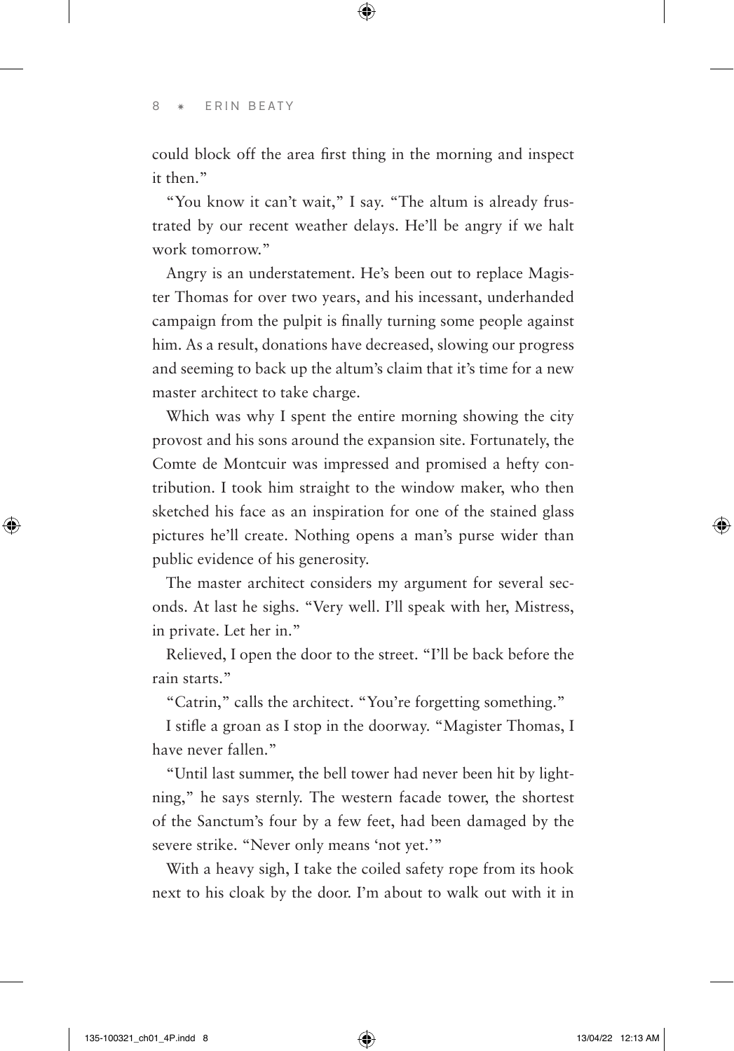could block off the area first thing in the morning and inspect it then."

"You know it can't wait," I say. "The altum is already frustrated by our recent weather delays. He'll be angry if we halt work tomorrow."

Angry is an understatement. He's been out to replace Magister Thomas for over two years, and his incessant, underhanded campaign from the pulpit is finally turning some people against him. As a result, donations have decreased, slowing our progress and seeming to back up the altum's claim that it's time for a new master architect to take charge.

Which was why I spent the entire morning showing the city provost and his sons around the expansion site. Fortunately, the Comte de Montcuir was impressed and promised a hefty contribution. I took him straight to the window maker, who then sketched his face as an inspiration for one of the stained glass pictures he'll create. Nothing opens a man's purse wider than public evidence of his generosity.

The master architect considers my argument for several seconds. At last he sighs. "Very well. I'll speak with her, Mistress, in private. Let her in."

Relieved, I open the door to the street. "I'll be back before the rain starts."

"Catrin," calls the architect. "You're forgetting something."

I stifle a groan as I stop in the doorway. "Magister Thomas, I have never fallen."

"Until last summer, the bell tower had never been hit by lightning," he says sternly. The western facade tower, the shortest of the Sanctum's four by a few feet, had been damaged by the severe strike. "Never only means 'not yet.'"

With a heavy sigh, I take the coiled safety rope from its hook next to his cloak by the door. I'm about to walk out with it in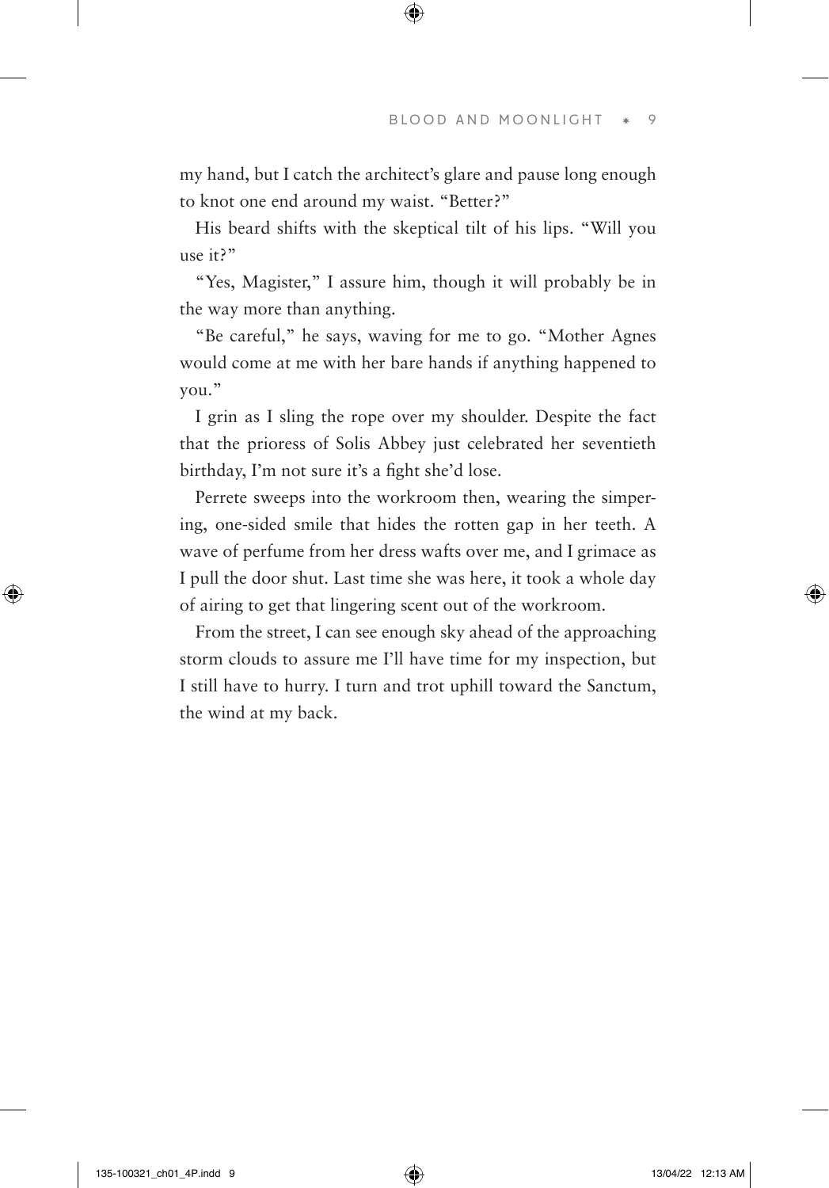my hand, but I catch the architect's glare and pause long enough to knot one end around my waist. "Better?"

His beard shifts with the skeptical tilt of his lips. "Will you use it?"

"Yes, Magister," I assure him, though it will probably be in the way more than anything.

"Be careful," he says, waving for me to go. "Mother Agnes would come at me with her bare hands if anything happened to you."

I grin as I sling the rope over my shoulder. Despite the fact that the prioress of Solis Abbey just celebrated her seventieth birthday, I'm not sure it's a fight she'd lose.

Perrete sweeps into the workroom then, wearing the simpering, one-sided smile that hides the rotten gap in her teeth. A wave of perfume from her dress wafts over me, and I grimace as I pull the door shut. Last time she was here, it took a whole day of airing to get that lingering scent out of the workroom.

From the street, I can see enough sky ahead of the approaching storm clouds to assure me I'll have time for my inspection, but I still have to hurry. I turn and trot uphill toward the Sanctum, the wind at my back.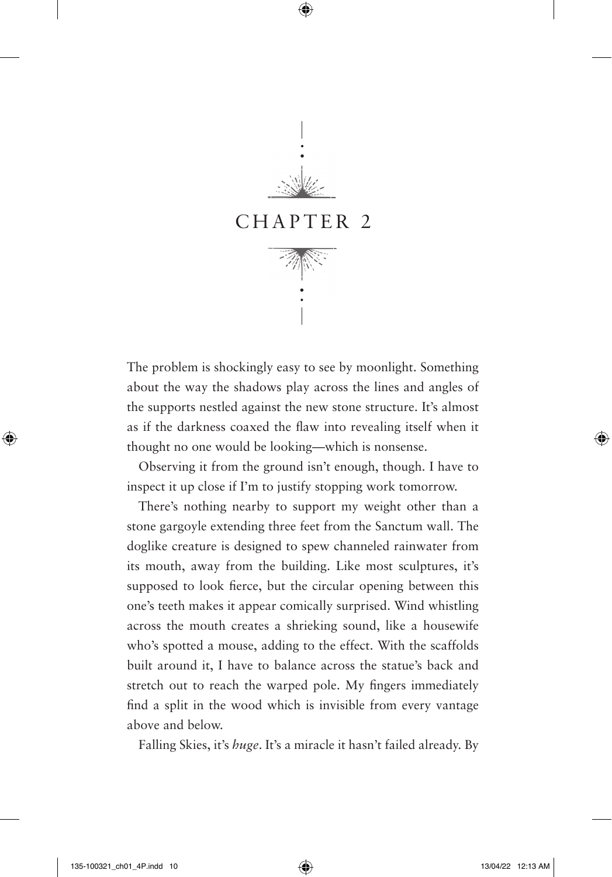# CHAPTER 2

The problem is shockingly easy to see by moonlight. Something about the way the shadows play across the lines and angles of the supports nestled against the new stone structure. It's almost as if the darkness coaxed the flaw into revealing itself when it thought no one would be looking—which is nonsense.

Observing it from the ground isn't enough, though. I have to inspect it up close if I'm to justify stopping work tomorrow.

There's nothing nearby to support my weight other than a stone gargoyle extending three feet from the Sanctum wall. The doglike creature is designed to spew channeled rainwater from its mouth, away from the building. Like most sculptures, it's supposed to look fierce, but the circular opening between this one's teeth makes it appear comically surprised. Wind whistling across the mouth creates a shrieking sound, like a housewife who's spotted a mouse, adding to the effect. With the scaffolds built around it, I have to balance across the statue's back and stretch out to reach the warped pole. My fingers immediately find a split in the wood which is invisible from every vantage above and below.

Falling Skies, it's *huge*. It's a miracle it hasn't failed already. By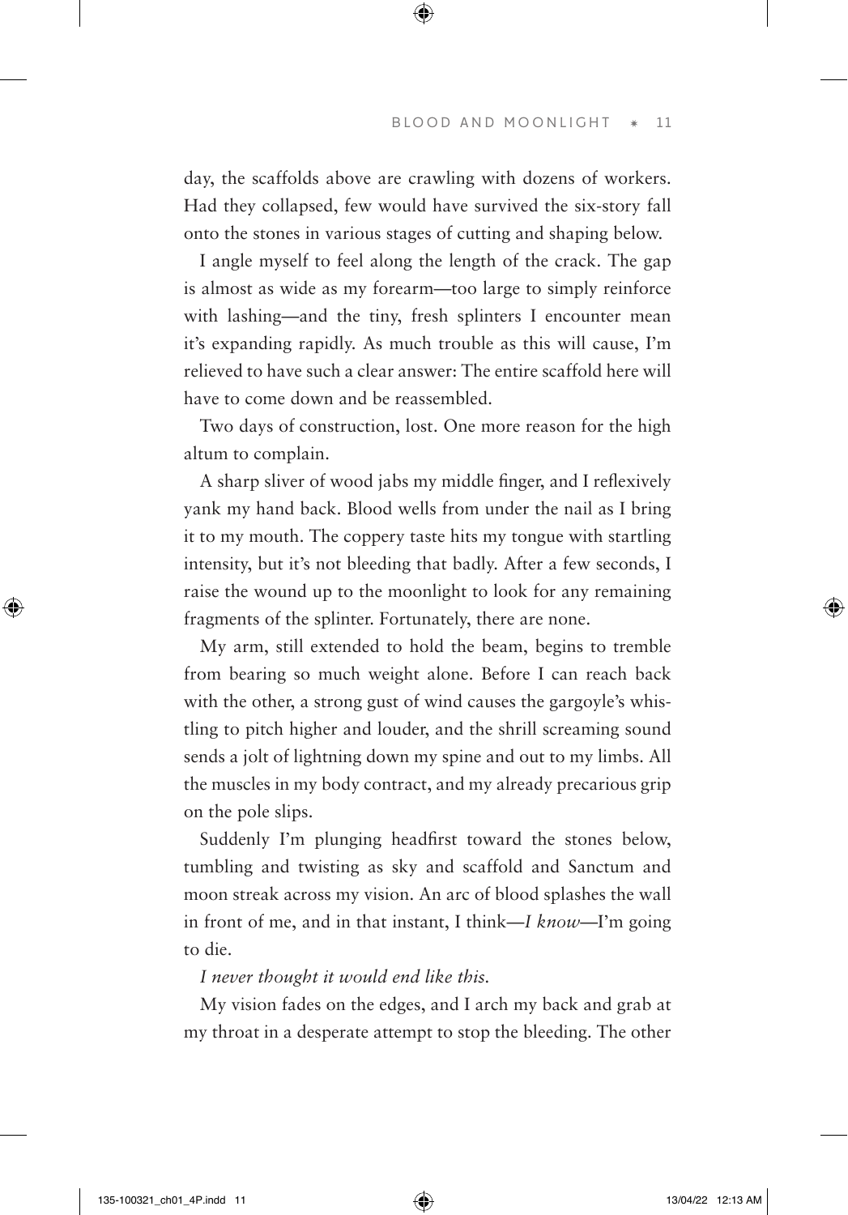day, the scaffolds above are crawling with dozens of workers. Had they collapsed, few would have survived the six-story fall onto the stones in various stages of cutting and shaping below.

I angle myself to feel along the length of the crack. The gap is almost as wide as my forearm—too large to simply reinforce with lashing—and the tiny, fresh splinters I encounter mean it's expanding rapidly. As much trouble as this will cause, I'm relieved to have such a clear answer: The entire scaffold here will have to come down and be reassembled.

Two days of construction, lost. One more reason for the high altum to complain.

A sharp sliver of wood jabs my middle finger, and I reflexively yank my hand back. Blood wells from under the nail as I bring it to my mouth. The coppery taste hits my tongue with startling intensity, but it's not bleeding that badly. After a few seconds, I raise the wound up to the moonlight to look for any remaining fragments of the splinter. Fortunately, there are none.

My arm, still extended to hold the beam, begins to tremble from bearing so much weight alone. Before I can reach back with the other, a strong gust of wind causes the gargoyle's whistling to pitch higher and louder, and the shrill screaming sound sends a jolt of lightning down my spine and out to my limbs. All the muscles in my body contract, and my already precarious grip on the pole slips.

Suddenly I'm plunging headfirst toward the stones below, tumbling and twisting as sky and scaffold and Sanctum and moon streak across my vision. An arc of blood splashes the wall in front of me, and in that instant, I think—*I know*—I'm going to die.

*I never thought it would end like this.*

My vision fades on the edges, and I arch my back and grab at my throat in a desperate attempt to stop the bleeding. The other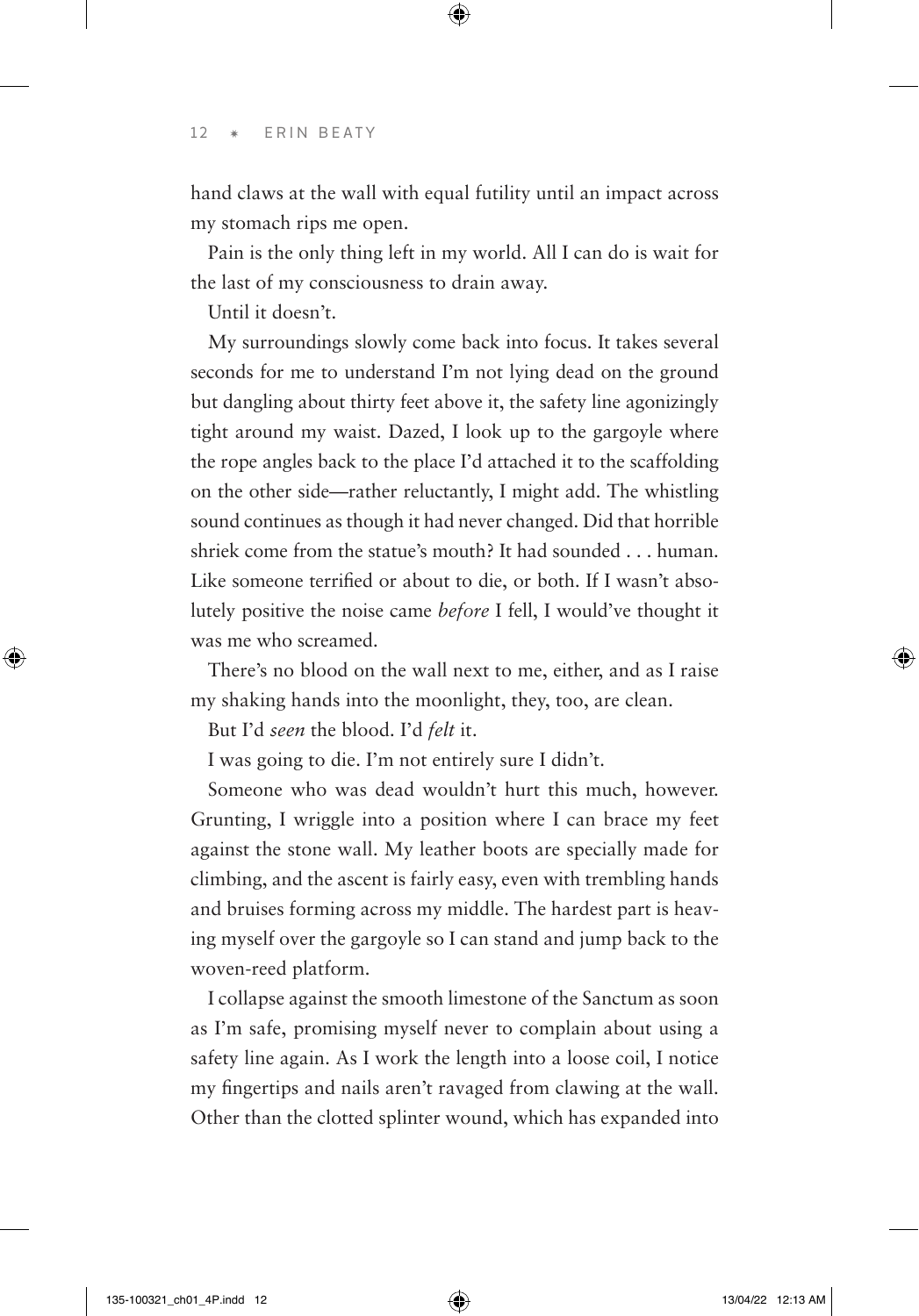hand claws at the wall with equal futility until an impact across my stomach rips me open.

Pain is the only thing left in my world. All I can do is wait for the last of my consciousness to drain away.

Until it doesn't.

My surroundings slowly come back into focus. It takes several seconds for me to understand I'm not lying dead on the ground but dangling about thirty feet above it, the safety line agonizingly tight around my waist. Dazed, I look up to the gargoyle where the rope angles back to the place I'd attached it to the scaffolding on the other side—rather reluctantly, I might add. The whistling sound continues as though it had never changed. Did that horrible shriek come from the statue's mouth? It had sounded . . . human. Like someone terrified or about to die, or both. If I wasn't absolutely positive the noise came *before* I fell, I would've thought it was me who screamed.

There's no blood on the wall next to me, either, and as I raise my shaking hands into the moonlight, they, too, are clean.

But I'd *seen* the blood. I'd *felt* it.

I was going to die. I'm not entirely sure I didn't.

Someone who was dead wouldn't hurt this much, however. Grunting, I wriggle into a position where I can brace my feet against the stone wall. My leather boots are specially made for climbing, and the ascent is fairly easy, even with trembling hands and bruises forming across my middle. The hardest part is heaving myself over the gargoyle so I can stand and jump back to the woven-reed platform.

I collapse against the smooth limestone of the Sanctum as soon as I'm safe, promising myself never to complain about using a safety line again. As I work the length into a loose coil, I notice my fingertips and nails aren't ravaged from clawing at the wall. Other than the clotted splinter wound, which has expanded into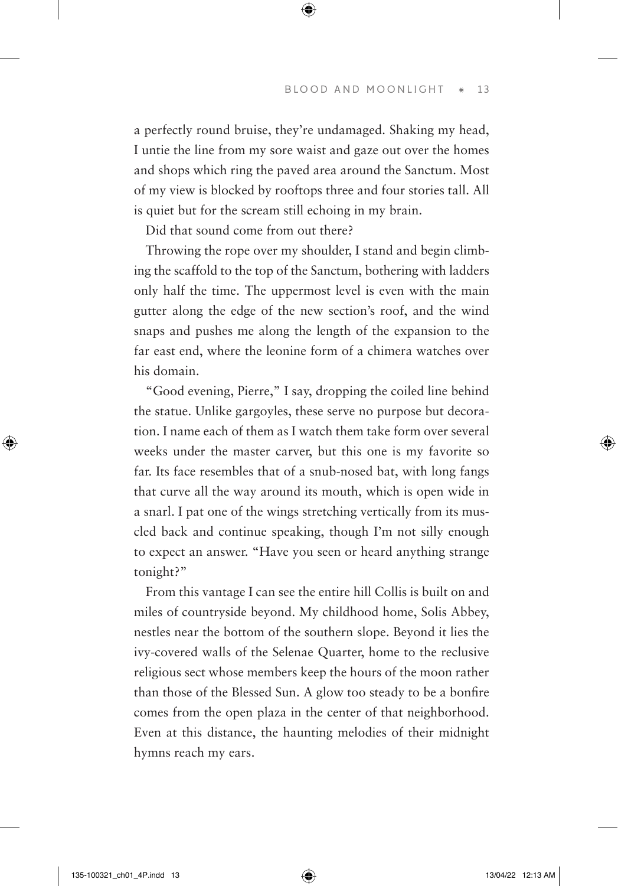a perfectly round bruise, they're undamaged. Shaking my head, I untie the line from my sore waist and gaze out over the homes and shops which ring the paved area around the Sanctum. Most of my view is blocked by rooftops three and four stories tall. All is quiet but for the scream still echoing in my brain.

Did that sound come from out there?

Throwing the rope over my shoulder, I stand and begin climbing the scaffold to the top of the Sanctum, bothering with ladders only half the time. The uppermost level is even with the main gutter along the edge of the new section's roof, and the wind snaps and pushes me along the length of the expansion to the far east end, where the leonine form of a chimera watches over his domain.

"Good evening, Pierre," I say, dropping the coiled line behind the statue. Unlike gargoyles, these serve no purpose but decoration. I name each of them as I watch them take form over several weeks under the master carver, but this one is my favorite so far. Its face resembles that of a snub-nosed bat, with long fangs that curve all the way around its mouth, which is open wide in a snarl. I pat one of the wings stretching vertically from its muscled back and continue speaking, though I'm not silly enough to expect an answer. "Have you seen or heard anything strange tonight?"

From this vantage I can see the entire hill Collis is built on and miles of countryside beyond. My childhood home, Solis Abbey, nestles near the bottom of the southern slope. Beyond it lies the ivy-covered walls of the Selenae Quarter, home to the reclusive religious sect whose members keep the hours of the moon rather than those of the Blessed Sun. A glow too steady to be a bonfire comes from the open plaza in the center of that neighborhood. Even at this distance, the haunting melodies of their midnight hymns reach my ears.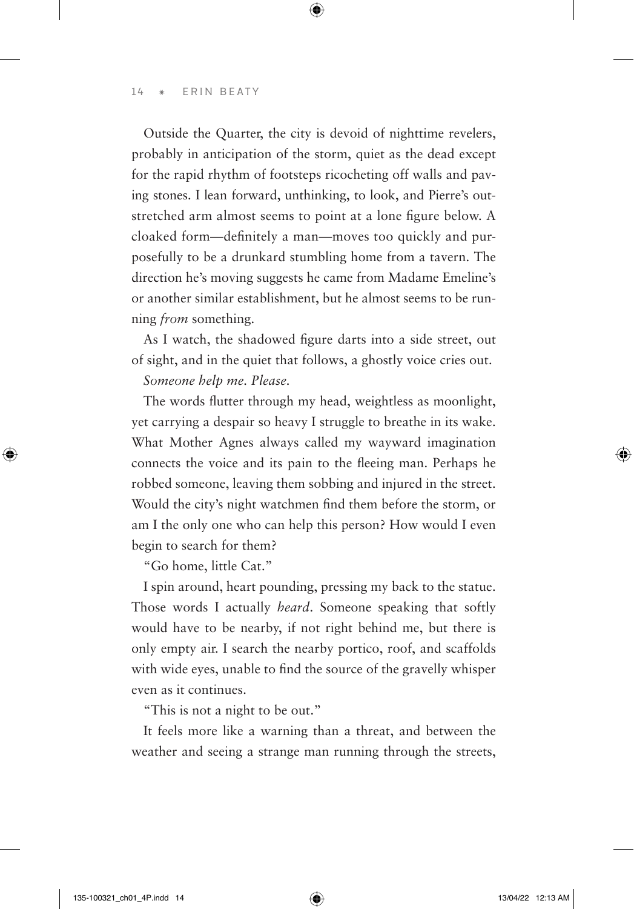Outside the Quarter, the city is devoid of nighttime revelers, probably in anticipation of the storm, quiet as the dead except for the rapid rhythm of footsteps ricocheting off walls and paving stones. I lean forward, unthinking, to look, and Pierre's outstretched arm almost seems to point at a lone figure below. A cloaked form—definitely a man—moves too quickly and purposefully to be a drunkard stumbling home from a tavern. The direction he's moving suggests he came from Madame Emeline's or another similar establishment, but he almost seems to be running *from* something.

As I watch, the shadowed figure darts into a side street, out of sight, and in the quiet that follows, a ghostly voice cries out.

*Someone help me. Please.*

The words flutter through my head, weightless as moonlight, yet carrying a despair so heavy I struggle to breathe in its wake. What Mother Agnes always called my wayward imagination connects the voice and its pain to the fleeing man. Perhaps he robbed someone, leaving them sobbing and injured in the street. Would the city's night watchmen find them before the storm, or am I the only one who can help this person? How would I even begin to search for them?

"Go home, little Cat."

I spin around, heart pounding, pressing my back to the statue. Those words I actually *heard*. Someone speaking that softly would have to be nearby, if not right behind me, but there is only empty air. I search the nearby portico, roof, and scaffolds with wide eyes, unable to find the source of the gravelly whisper even as it continues.

"This is not a night to be out."

It feels more like a warning than a threat, and between the weather and seeing a strange man running through the streets,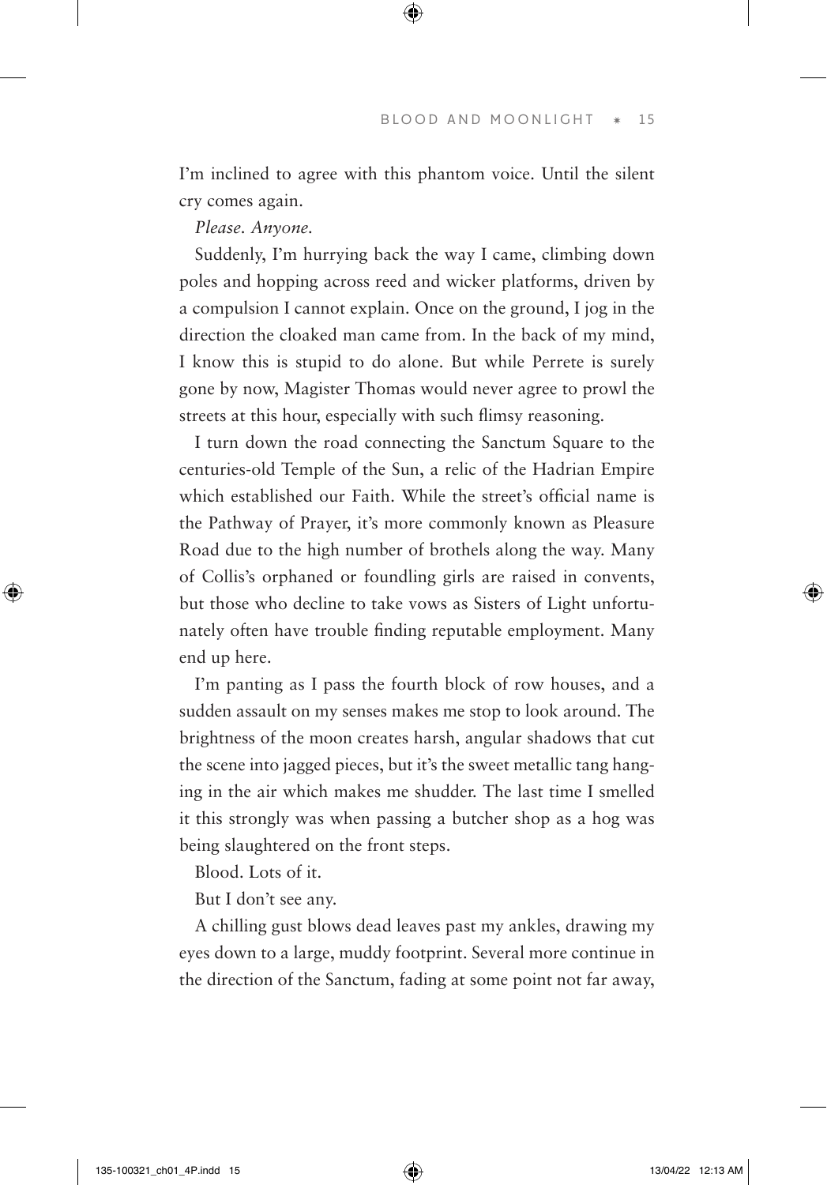I'm inclined to agree with this phantom voice. Until the silent cry comes again.

*Please. Anyone.*

Suddenly, I'm hurrying back the way I came, climbing down poles and hopping across reed and wicker platforms, driven by a compulsion I cannot explain. Once on the ground, I jog in the direction the cloaked man came from. In the back of my mind, I know this is stupid to do alone. But while Perrete is surely gone by now, Magister Thomas would never agree to prowl the streets at this hour, especially with such flimsy reasoning.

I turn down the road connecting the Sanctum Square to the centuries-old Temple of the Sun, a relic of the Hadrian Empire which established our Faith. While the street's official name is the Pathway of Prayer, it's more commonly known as Pleasure Road due to the high number of brothels along the way. Many of Collis's orphaned or foundling girls are raised in convents, but those who decline to take vows as Sisters of Light unfortunately often have trouble finding reputable employment. Many end up here.

I'm panting as I pass the fourth block of row houses, and a sudden assault on my senses makes me stop to look around. The brightness of the moon creates harsh, angular shadows that cut the scene into jagged pieces, but it's the sweet metallic tang hanging in the air which makes me shudder. The last time I smelled it this strongly was when passing a butcher shop as a hog was being slaughtered on the front steps.

Blood. Lots of it.

But I don't see any.

A chilling gust blows dead leaves past my ankles, drawing my eyes down to a large, muddy footprint. Several more continue in the direction of the Sanctum, fading at some point not far away,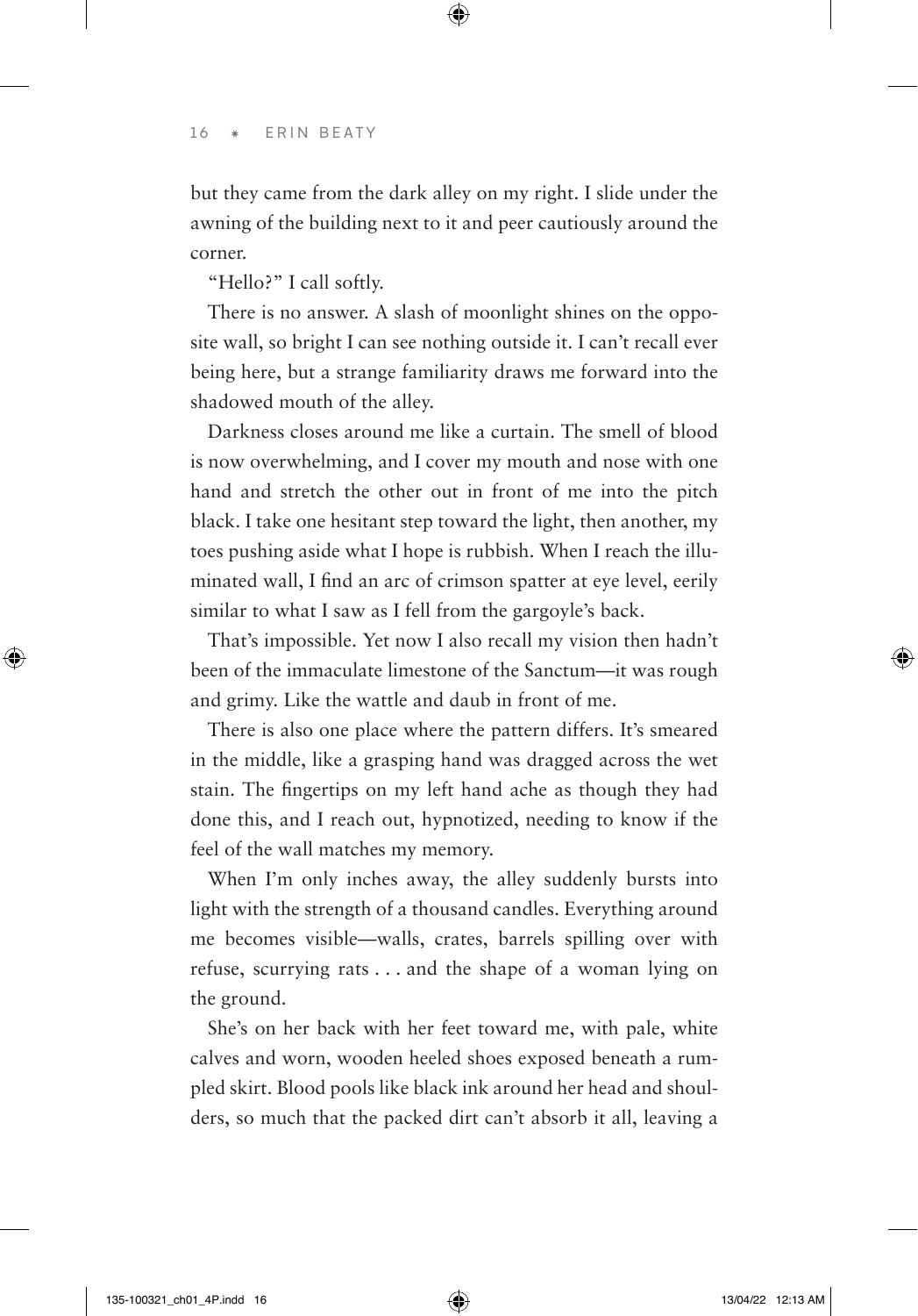but they came from the dark alley on my right. I slide under the awning of the building next to it and peer cautiously around the corner.

"Hello?" I call softly.

There is no answer. A slash of moonlight shines on the opposite wall, so bright I can see nothing outside it. I can't recall ever being here, but a strange familiarity draws me forward into the shadowed mouth of the alley.

Darkness closes around me like a curtain. The smell of blood is now overwhelming, and I cover my mouth and nose with one hand and stretch the other out in front of me into the pitch black. I take one hesitant step toward the light, then another, my toes pushing aside what I hope is rubbish. When I reach the illuminated wall, I find an arc of crimson spatter at eye level, eerily similar to what I saw as I fell from the gargoyle's back.

That's impossible. Yet now I also recall my vision then hadn't been of the immaculate limestone of the Sanctum—it was rough and grimy. Like the wattle and daub in front of me.

There is also one place where the pattern differs. It's smeared in the middle, like a grasping hand was dragged across the wet stain. The fingertips on my left hand ache as though they had done this, and I reach out, hypnotized, needing to know if the feel of the wall matches my memory.

When I'm only inches away, the alley suddenly bursts into light with the strength of a thousand candles. Everything around me becomes visible—walls, crates, barrels spilling over with refuse, scurrying rats . . . and the shape of a woman lying on the ground.

She's on her back with her feet toward me, with pale, white calves and worn, wooden heeled shoes exposed beneath a rumpled skirt. Blood pools like black ink around her head and shoulders, so much that the packed dirt can't absorb it all, leaving a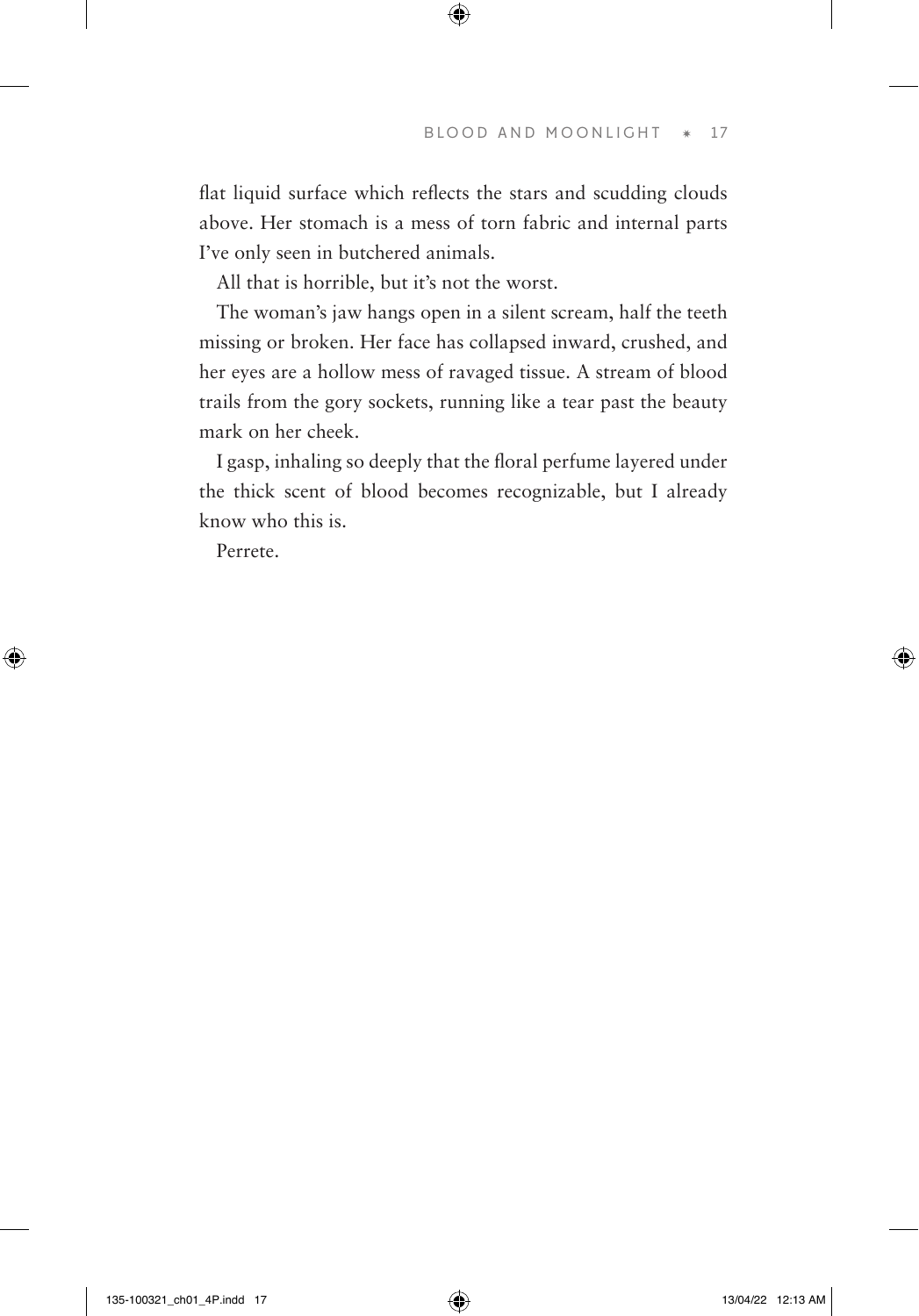flat liquid surface which reflects the stars and scudding clouds above. Her stomach is a mess of torn fabric and internal parts I've only seen in butchered animals.

All that is horrible, but it's not the worst.

The woman's jaw hangs open in a silent scream, half the teeth missing or broken. Her face has collapsed inward, crushed, and her eyes are a hollow mess of ravaged tissue. A stream of blood trails from the gory sockets, running like a tear past the beauty mark on her cheek.

I gasp, inhaling so deeply that the floral perfume layered under the thick scent of blood becomes recognizable, but I already know who this is.

Perrete.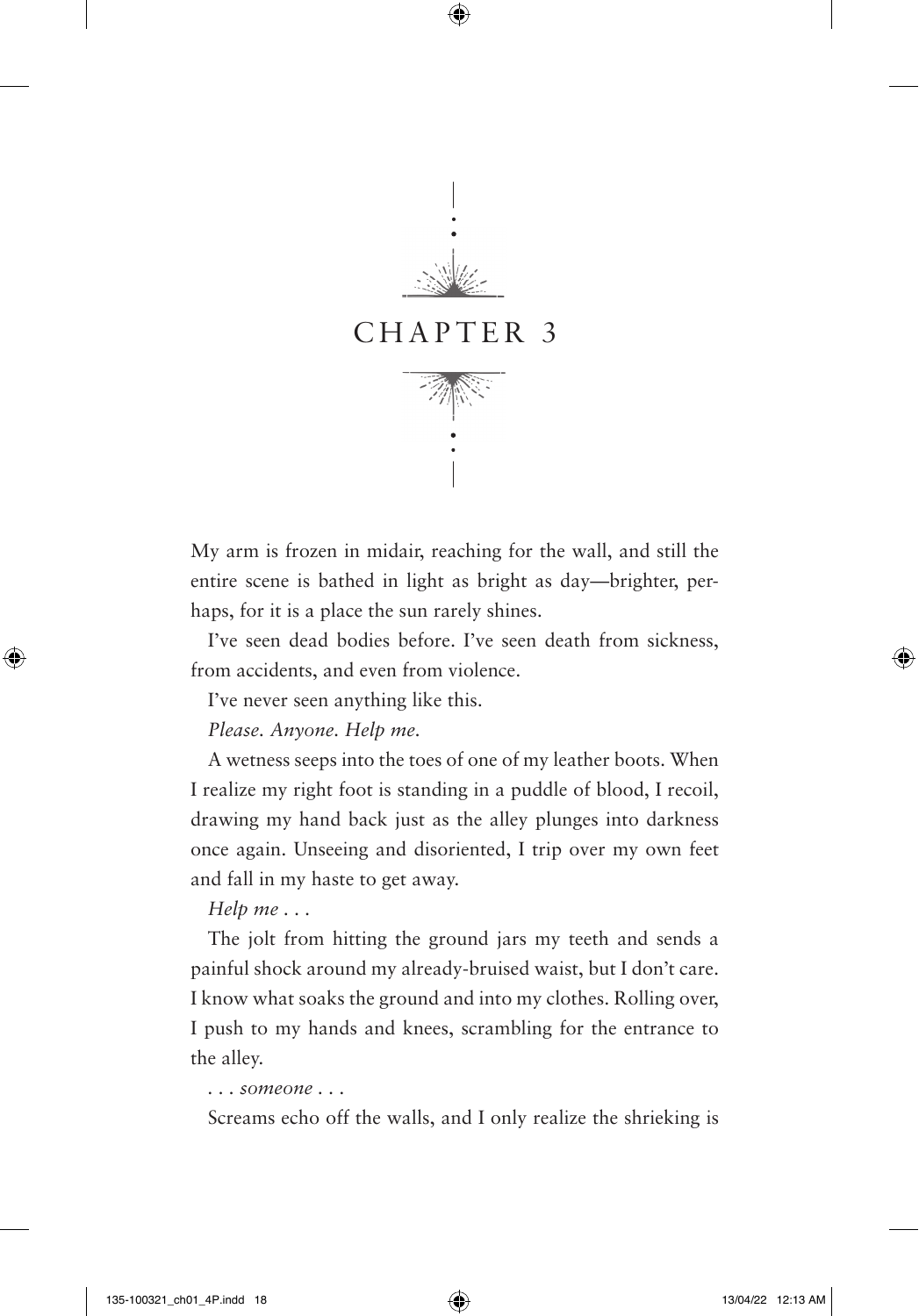# CHAPTER 3

My arm is frozen in midair, reaching for the wall, and still the entire scene is bathed in light as bright as day—brighter, perhaps, for it is a place the sun rarely shines.

I've seen dead bodies before. I've seen death from sickness, from accidents, and even from violence.

I've never seen anything like this.

*Please. Anyone. Help me.*

A wetness seeps into the toes of one of my leather boots. When I realize my right foot is standing in a puddle of blood, I recoil, drawing my hand back just as the alley plunges into darkness once again. Unseeing and disoriented, I trip over my own feet and fall in my haste to get away.

*Help me . . .*

The jolt from hitting the ground jars my teeth and sends a painful shock around my already-bruised waist, but I don't care. I know what soaks the ground and into my clothes. Rolling over, I push to my hands and knees, scrambling for the entrance to the alley.

*. . . someone . . .*

Screams echo off the walls, and I only realize the shrieking is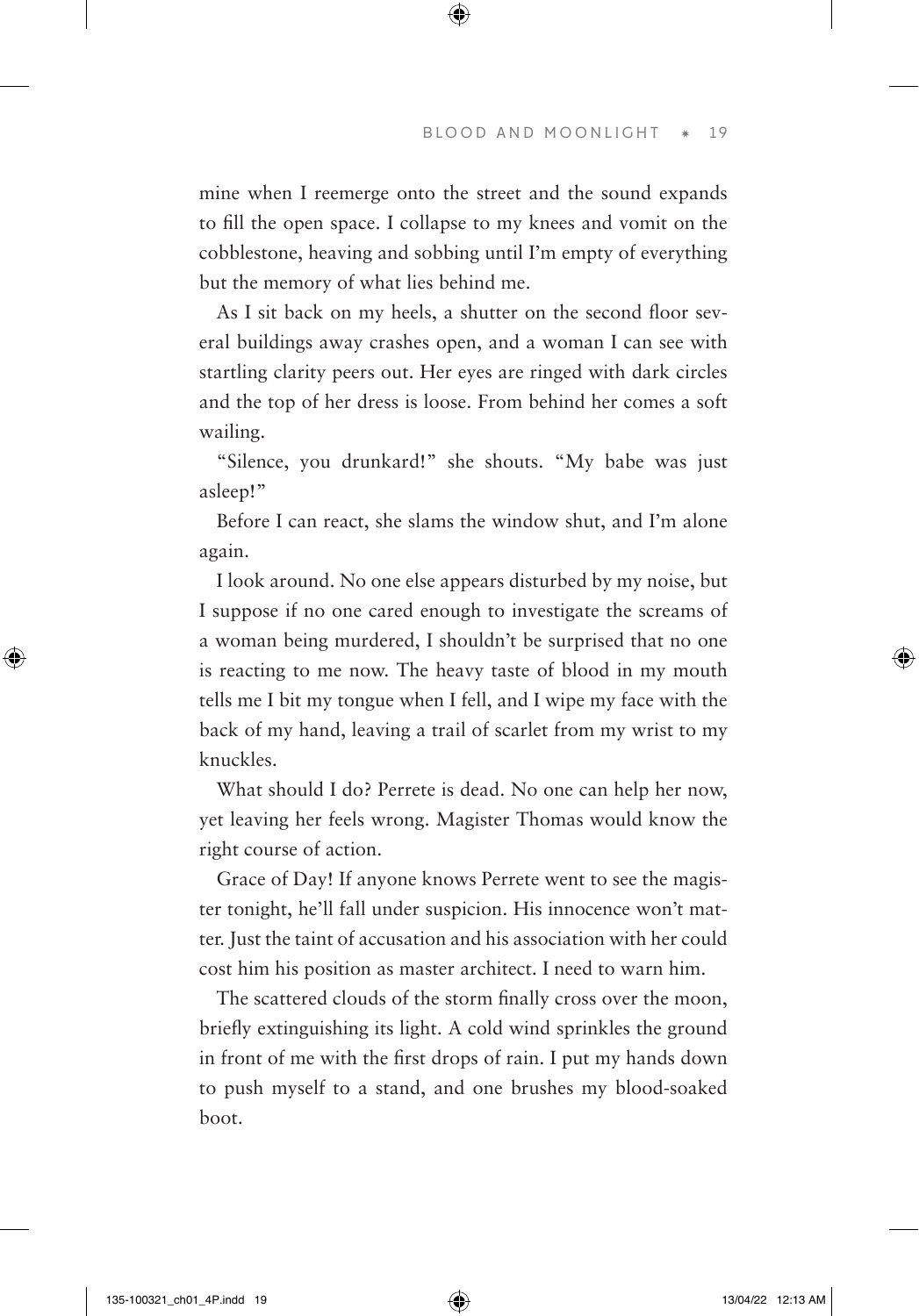mine when I reemerge onto the street and the sound expands to fill the open space. I collapse to my knees and vomit on the cobblestone, heaving and sobbing until I'm empty of everything but the memory of what lies behind me.

As I sit back on my heels, a shutter on the second floor several buildings away crashes open, and a woman I can see with startling clarity peers out. Her eyes are ringed with dark circles and the top of her dress is loose. From behind her comes a soft wailing.

"Silence, you drunkard!" she shouts. "My babe was just asleep!"

Before I can react, she slams the window shut, and I'm alone again.

I look around. No one else appears disturbed by my noise, but I suppose if no one cared enough to investigate the screams of a woman being murdered, I shouldn't be surprised that no one is reacting to me now. The heavy taste of blood in my mouth tells me I bit my tongue when I fell, and I wipe my face with the back of my hand, leaving a trail of scarlet from my wrist to my knuckles.

What should I do? Perrete is dead. No one can help her now, yet leaving her feels wrong. Magister Thomas would know the right course of action.

Grace of Day! If anyone knows Perrete went to see the magister tonight, he'll fall under suspicion. His innocence won't matter. Just the taint of accusation and his association with her could cost him his position as master architect. I need to warn him.

The scattered clouds of the storm finally cross over the moon, briefly extinguishing its light. A cold wind sprinkles the ground in front of me with the first drops of rain. I put my hands down to push myself to a stand, and one brushes my blood-soaked boot.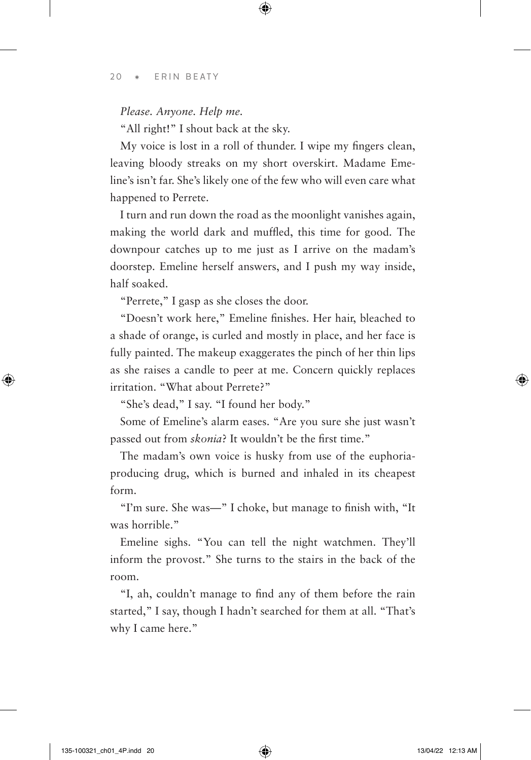*Please. Anyone. Help me.*

"All right!" I shout back at the sky.

My voice is lost in a roll of thunder. I wipe my fingers clean, leaving bloody streaks on my short overskirt. Madame Emeline's isn't far. She's likely one of the few who will even care what happened to Perrete.

I turn and run down the road as the moonlight vanishes again, making the world dark and muffled, this time for good. The downpour catches up to me just as I arrive on the madam's doorstep. Emeline herself answers, and I push my way inside, half soaked.

"Perrete," I gasp as she closes the door.

"Doesn't work here," Emeline finishes. Her hair, bleached to a shade of orange, is curled and mostly in place, and her face is fully painted. The makeup exaggerates the pinch of her thin lips as she raises a candle to peer at me. Concern quickly replaces irritation. "What about Perrete?"

"She's dead," I say. "I found her body."

Some of Emeline's alarm eases. "Are you sure she just wasn't passed out from *skonia*? It wouldn't be the first time."

The madam's own voice is husky from use of the euphoria-producing drug, which is burned and inhaled in its cheapest form.

"I'm sure. She was—" I choke, but manage to finish with, "It was horrible."

Emeline sighs. "You can tell the night watchmen. They'll inform the provost." She turns to the stairs in the back of the room.

"I, ah, couldn't manage to find any of them before the rain started," I say, though I hadn't searched for them at all. "That's why I came here."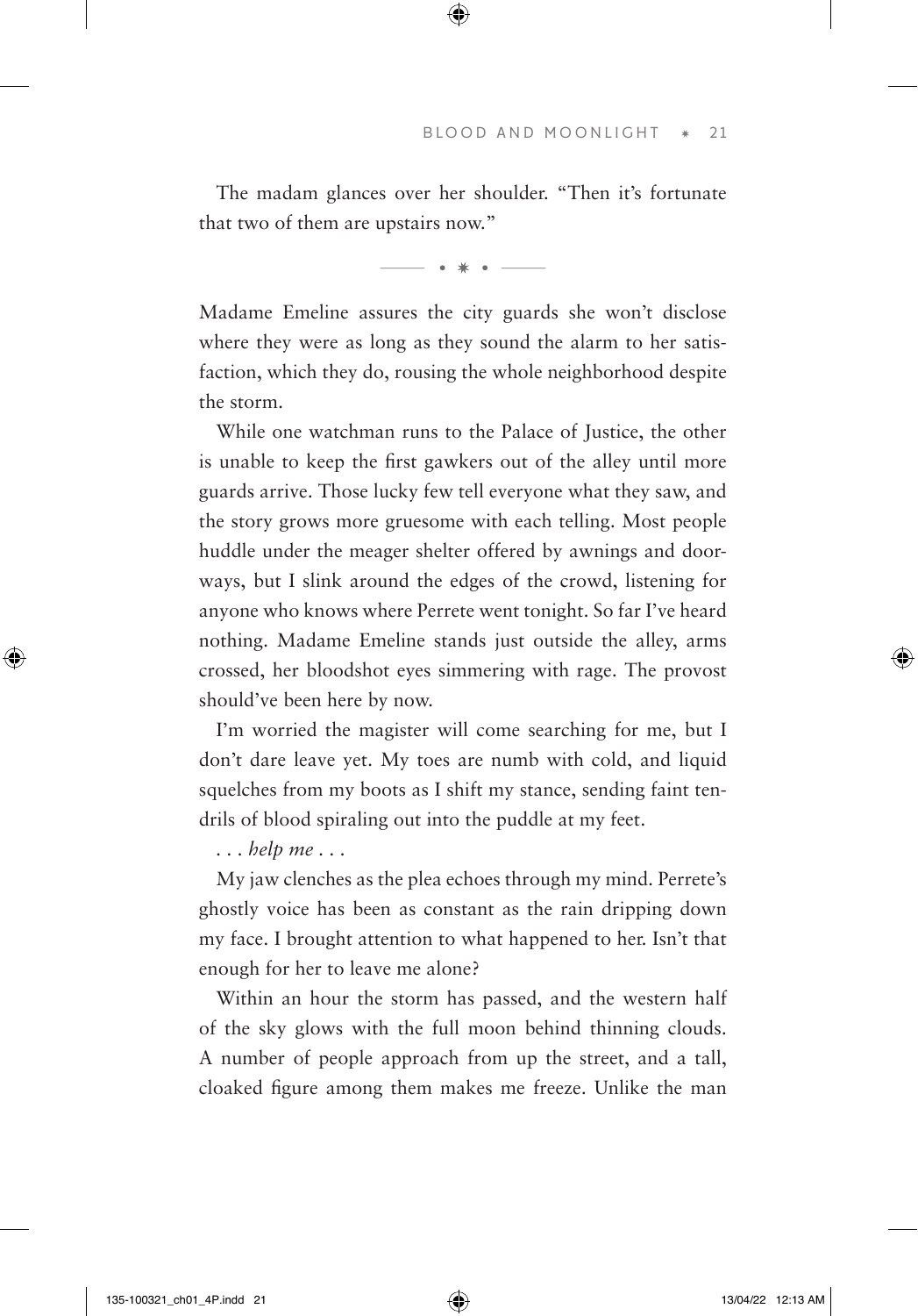The madam glances over her shoulder. "Then it's fortunate that two of them are upstairs now."

— • * • —

Madame Emeline assures the city guards she won't disclose where they were as long as they sound the alarm to her satisfaction, which they do, rousing the whole neighborhood despite the storm.

While one watchman runs to the Palace of Justice, the other is unable to keep the first gawkers out of the alley until more guards arrive. Those lucky few tell everyone what they saw, and the story grows more gruesome with each telling. Most people huddle under the meager shelter offered by awnings and doorways, but I slink around the edges of the crowd, listening for anyone who knows where Perrete went tonight. So far I've heard nothing. Madame Emeline stands just outside the alley, arms crossed, her bloodshot eyes simmering with rage. The provost should've been here by now.

I'm worried the magister will come searching for me, but I don't dare leave yet. My toes are numb with cold, and liquid squelches from my boots as I shift my stance, sending faint tendrils of blood spiraling out into the puddle at my feet.

*. . . help me . . .*

My jaw clenches as the plea echoes through my mind. Perrete's ghostly voice has been as constant as the rain dripping down my face. I brought attention to what happened to her. Isn't that enough for her to leave me alone?

Within an hour the storm has passed, and the western half of the sky glows with the full moon behind thinning clouds. A number of people approach from up the street, and a tall, cloaked figure among them makes me freeze. Unlike the man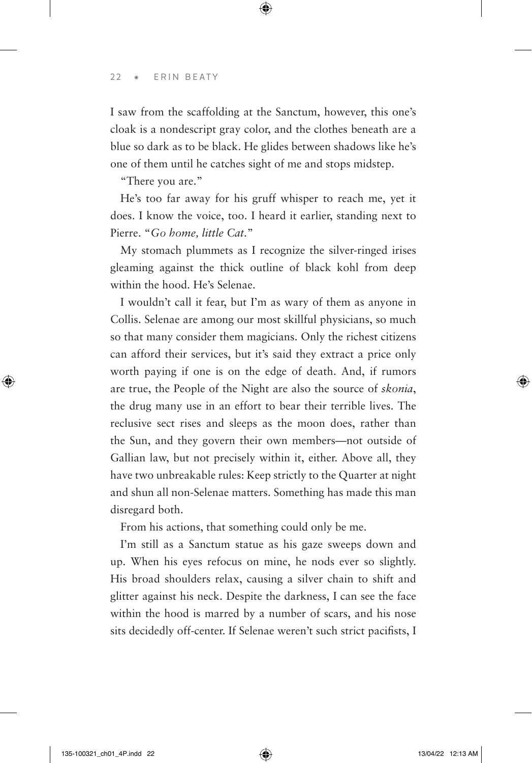I saw from the scaffolding at the Sanctum, however, this one's cloak is a nondescript gray color, and the clothes beneath are a blue so dark as to be black. He glides between shadows like he's one of them until he catches sight of me and stops midstep.

"There you are."

He's too far away for his gruff whisper to reach me, yet it does. I know the voice, too. I heard it earlier, standing next to Pierre. "*Go home, little Cat.*"

My stomach plummets as I recognize the silver-ringed irises gleaming against the thick outline of black kohl from deep within the hood. He's Selenae.

I wouldn't call it fear, but I'm as wary of them as anyone in Collis. Selenae are among our most skillful physicians, so much so that many consider them magicians. Only the richest citizens can afford their services, but it's said they extract a price only worth paying if one is on the edge of death. And, if rumors are true, the People of the Night are also the source of *skonia*, the drug many use in an effort to bear their terrible lives. The reclusive sect rises and sleeps as the moon does, rather than the Sun, and they govern their own members—not outside of Gallian law, but not precisely within it, either. Above all, they have two unbreakable rules: Keep strictly to the Quarter at night and shun all non-Selenae matters. Something has made this man disregard both.

From his actions, that something could only be me.

I'm still as a Sanctum statue as his gaze sweeps down and up. When his eyes refocus on mine, he nods ever so slightly. His broad shoulders relax, causing a silver chain to shift and glitter against his neck. Despite the darkness, I can see the face within the hood is marred by a number of scars, and his nose sits decidedly off-center. If Selenae weren't such strict pacifists, I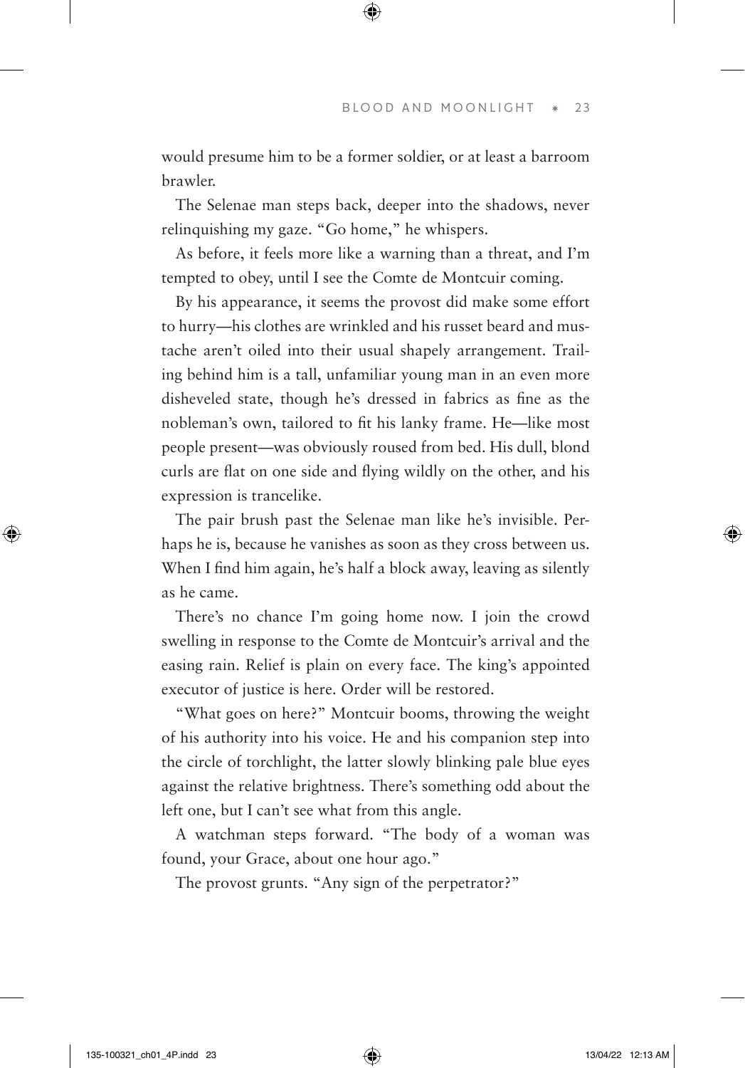would presume him to be a former soldier, or at least a barroom brawler.

The Selenae man steps back, deeper into the shadows, never relinquishing my gaze. "Go home," he whispers.

As before, it feels more like a warning than a threat, and I'm tempted to obey, until I see the Comte de Montcuir coming.

By his appearance, it seems the provost did make some effort to hurry—his clothes are wrinkled and his russet beard and mustache aren't oiled into their usual shapely arrangement. Trailing behind him is a tall, unfamiliar young man in an even more disheveled state, though he's dressed in fabrics as fine as the nobleman's own, tailored to fit his lanky frame. He—like most people present—was obviously roused from bed. His dull, blond curls are flat on one side and flying wildly on the other, and his expression is trancelike.

The pair brush past the Selenae man like he's invisible. Perhaps he is, because he vanishes as soon as they cross between us. When I find him again, he's half a block away, leaving as silently as he came.

There's no chance I'm going home now. I join the crowd swelling in response to the Comte de Montcuir's arrival and the easing rain. Relief is plain on every face. The king's appointed executor of justice is here. Order will be restored.

"What goes on here?" Montcuir booms, throwing the weight of his authority into his voice. He and his companion step into the circle of torchlight, the latter slowly blinking pale blue eyes against the relative brightness. There's something odd about the left one, but I can't see what from this angle.

A watchman steps forward. "The body of a woman was found, your Grace, about one hour ago."

The provost grunts. "Any sign of the perpetrator?"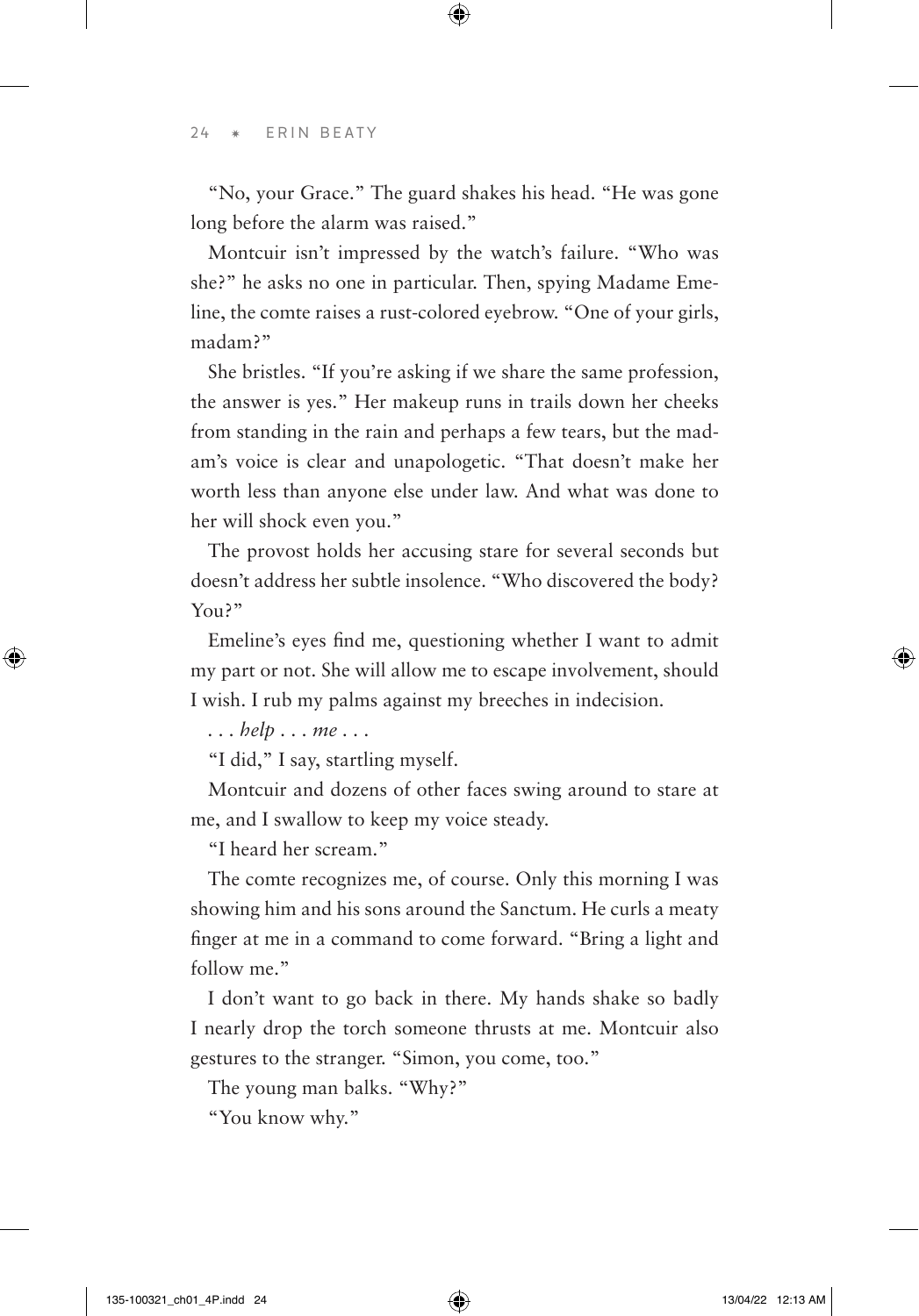"No, your Grace." The guard shakes his head. "He was gone long before the alarm was raised."

Montcuir isn't impressed by the watch's failure. "Who was she?" he asks no one in particular. Then, spying Madame Emeline, the comte raises a rust-colored eyebrow. "One of your girls, madam?"

She bristles. "If you're asking if we share the same profession, the answer is yes." Her makeup runs in trails down her cheeks from standing in the rain and perhaps a few tears, but the madam's voice is clear and unapologetic. "That doesn't make her worth less than anyone else under law. And what was done to her will shock even you."

The provost holds her accusing stare for several seconds but doesn't address her subtle insolence. "Who discovered the body? You?"

Emeline's eyes find me, questioning whether I want to admit my part or not. She will allow me to escape involvement, should I wish. I rub my palms against my breeches in indecision.

*. . . help . . . me . . .*

"I did," I say, startling myself.

Montcuir and dozens of other faces swing around to stare at me, and I swallow to keep my voice steady.

"I heard her scream."

The comte recognizes me, of course. Only this morning I was showing him and his sons around the Sanctum. He curls a meaty finger at me in a command to come forward. "Bring a light and follow me."

I don't want to go back in there. My hands shake so badly I nearly drop the torch someone thrusts at me. Montcuir also gestures to the stranger. "Simon, you come, too."

The young man balks. "Why?"

"You know why."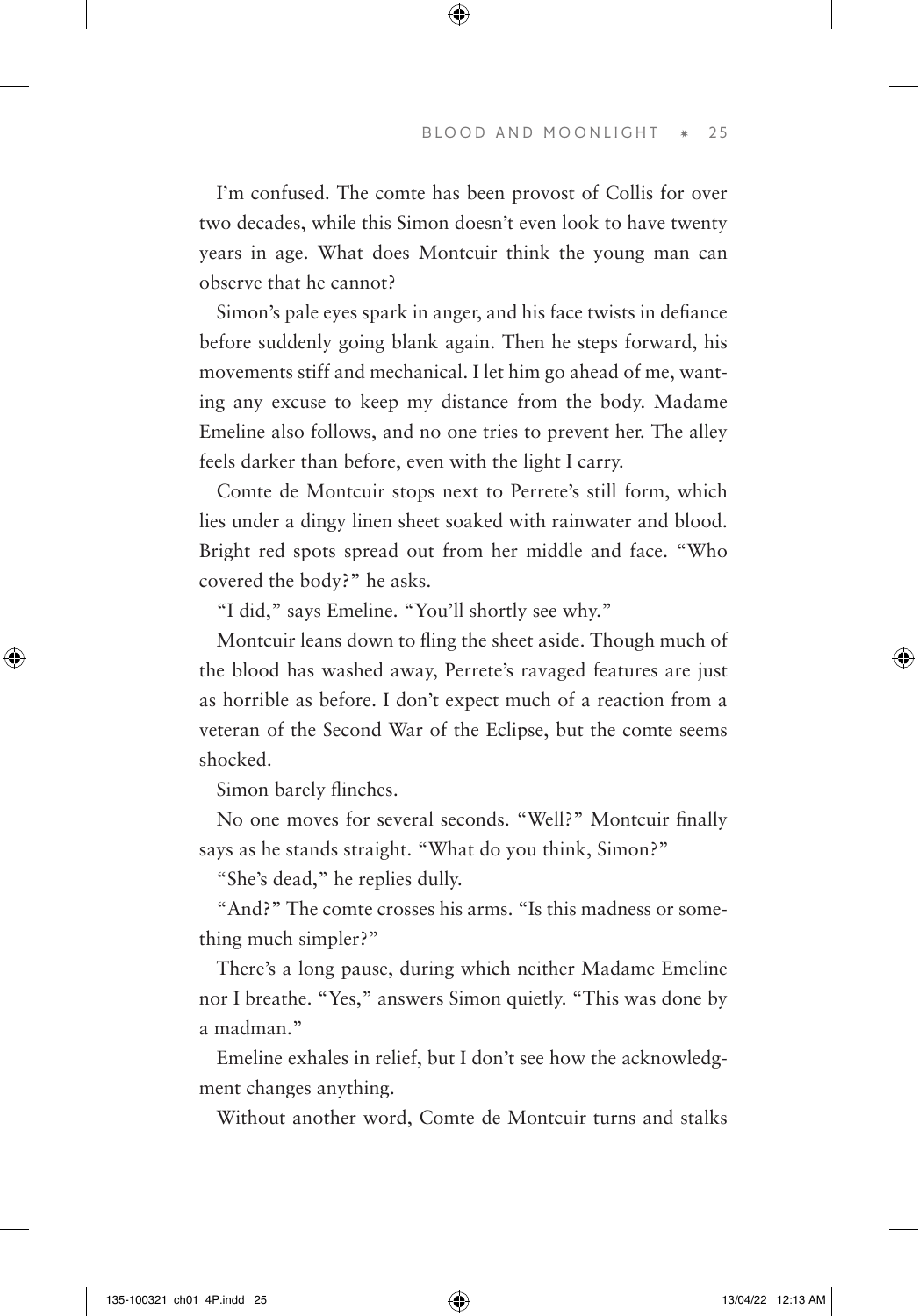I'm confused. The comte has been provost of Collis for over two decades, while this Simon doesn't even look to have twenty years in age. What does Montcuir think the young man can observe that he cannot?

Simon's pale eyes spark in anger, and his face twists in defiance before suddenly going blank again. Then he steps forward, his movements stiff and mechanical. I let him go ahead of me, wanting any excuse to keep my distance from the body. Madame Emeline also follows, and no one tries to prevent her. The alley feels darker than before, even with the light I carry.

Comte de Montcuir stops next to Perrete's still form, which lies under a dingy linen sheet soaked with rainwater and blood. Bright red spots spread out from her middle and face. "Who covered the body?" he asks.

"I did," says Emeline. "You'll shortly see why."

Montcuir leans down to fling the sheet aside. Though much of the blood has washed away, Perrete's ravaged features are just as horrible as before. I don't expect much of a reaction from a veteran of the Second War of the Eclipse, but the comte seems shocked.

Simon barely flinches.

No one moves for several seconds. "Well?" Montcuir finally says as he stands straight. "What do you think, Simon?"

"She's dead," he replies dully.

"And?" The comte crosses his arms. "Is this madness or something much simpler?"

There's a long pause, during which neither Madame Emeline nor I breathe. "Yes," answers Simon quietly. "This was done by a madman."

Emeline exhales in relief, but I don't see how the acknowledgment changes anything.

Without another word, Comte de Montcuir turns and stalks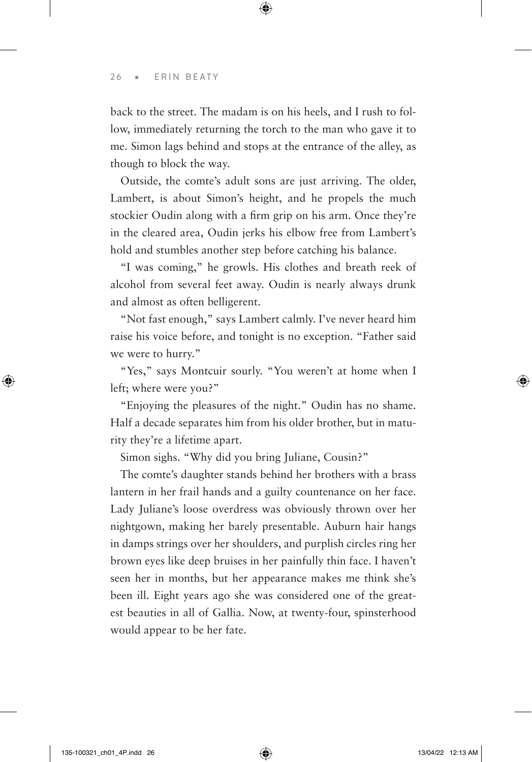back to the street. The madam is on his heels, and I rush to follow, immediately returning the torch to the man who gave it to me. Simon lags behind and stops at the entrance of the alley, as though to block the way.

Outside, the comte's adult sons are just arriving. The older, Lambert, is about Simon's height, and he propels the much stockier Oudin along with a firm grip on his arm. Once they're in the cleared area, Oudin jerks his elbow free from Lambert's hold and stumbles another step before catching his balance.

"I was coming," he growls. His clothes and breath reek of alcohol from several feet away. Oudin is nearly always drunk and almost as often belligerent.

"Not fast enough," says Lambert calmly. I've never heard him raise his voice before, and tonight is no exception. "Father said we were to hurry."

"Yes," says Montcuir sourly. "You weren't at home when I left; where were you?"

"Enjoying the pleasures of the night." Oudin has no shame. Half a decade separates him from his older brother, but in maturity they're a lifetime apart.

Simon sighs. "Why did you bring Juliane, Cousin?"

The comte's daughter stands behind her brothers with a brass lantern in her frail hands and a guilty countenance on her face. Lady Juliane's loose overdress was obviously thrown over her nightgown, making her barely presentable. Auburn hair hangs in damps strings over her shoulders, and purplish circles ring her brown eyes like deep bruises in her painfully thin face. I haven't seen her in months, but her appearance makes me think she's been ill. Eight years ago she was considered one of the greatest beauties in all of Gallia. Now, at twenty-four, spinsterhood would appear to be her fate.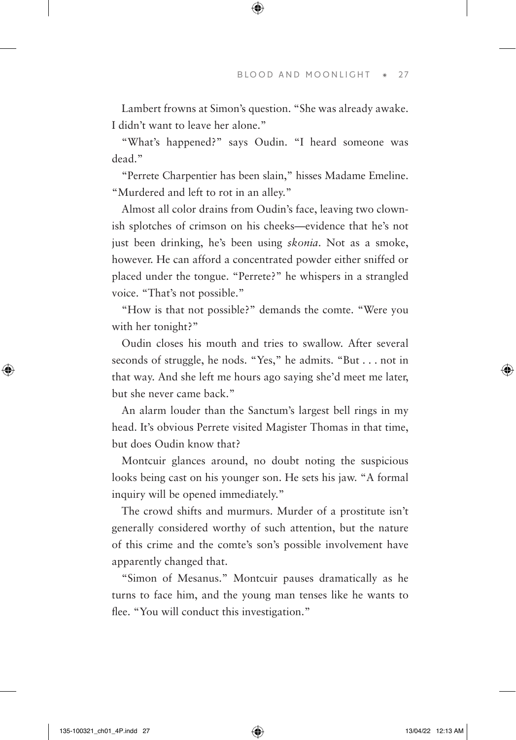Lambert frowns at Simon's question. "She was already awake. I didn't want to leave her alone."

"What's happened?" says Oudin. "I heard someone was dead."

"Perrete Charpentier has been slain," hisses Madame Emeline. "Murdered and left to rot in an alley."

Almost all color drains from Oudin's face, leaving two clownish splotches of crimson on his cheeks—evidence that he's not just been drinking, he's been using *skonia*. Not as a smoke, however. He can afford a concentrated powder either sniffed or placed under the tongue. "Perrete?" he whispers in a strangled voice. "That's not possible."

"How is that not possible?" demands the comte. "Were you with her tonight?"

Oudin closes his mouth and tries to swallow. After several seconds of struggle, he nods. "Yes," he admits. "But . . . not in that way. And she left me hours ago saying she'd meet me later, but she never came back."

An alarm louder than the Sanctum's largest bell rings in my head. It's obvious Perrete visited Magister Thomas in that time, but does Oudin know that?

Montcuir glances around, no doubt noting the suspicious looks being cast on his younger son. He sets his jaw. "A formal inquiry will be opened immediately."

The crowd shifts and murmurs. Murder of a prostitute isn't generally considered worthy of such attention, but the nature of this crime and the comte's son's possible involvement have apparently changed that.

"Simon of Mesanus." Montcuir pauses dramatically as he turns to face him, and the young man tenses like he wants to flee. "You will conduct this investigation."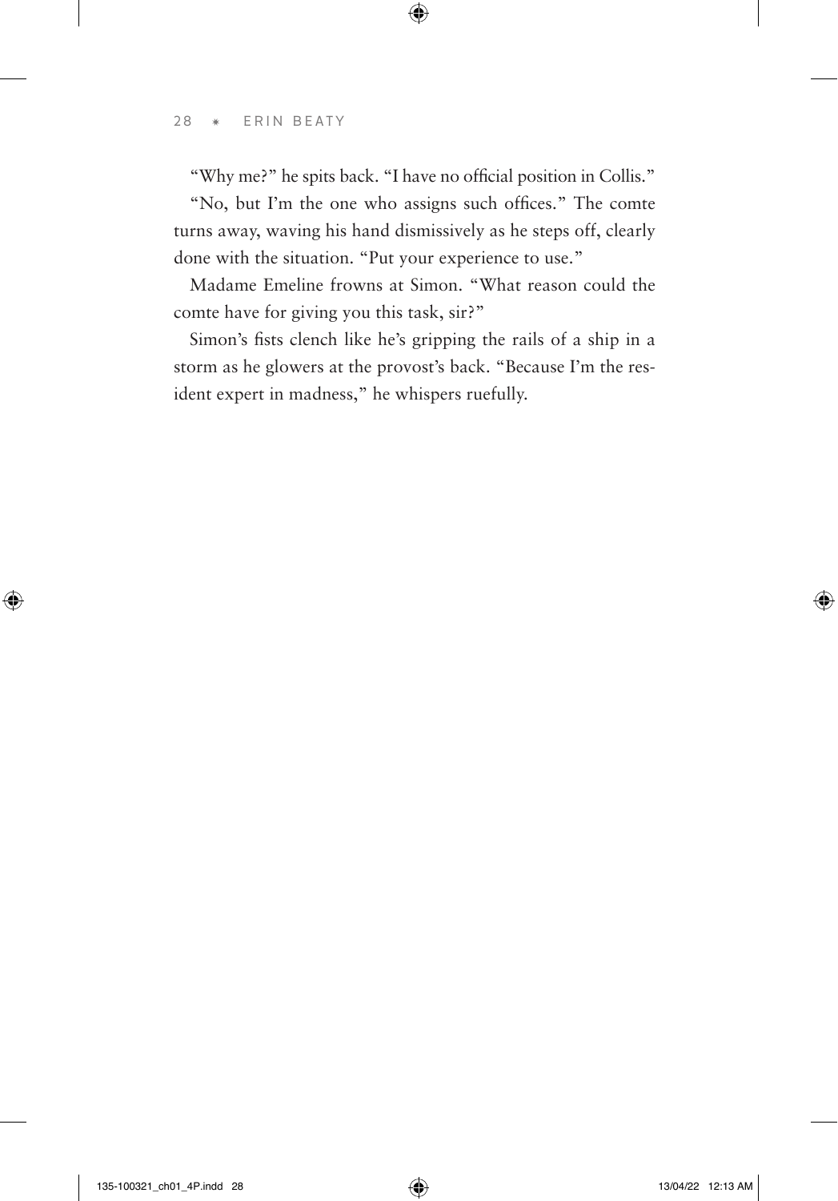"Why me?" he spits back. "I have no official position in Collis."

"No, but I'm the one who assigns such offices." The comte turns away, waving his hand dismissively as he steps off, clearly done with the situation. "Put your experience to use."

Madame Emeline frowns at Simon. "What reason could the comte have for giving you this task, sir?"

Simon's fists clench like he's gripping the rails of a ship in a storm as he glowers at the provost's back. "Because I'm the resident expert in madness," he whispers ruefully.